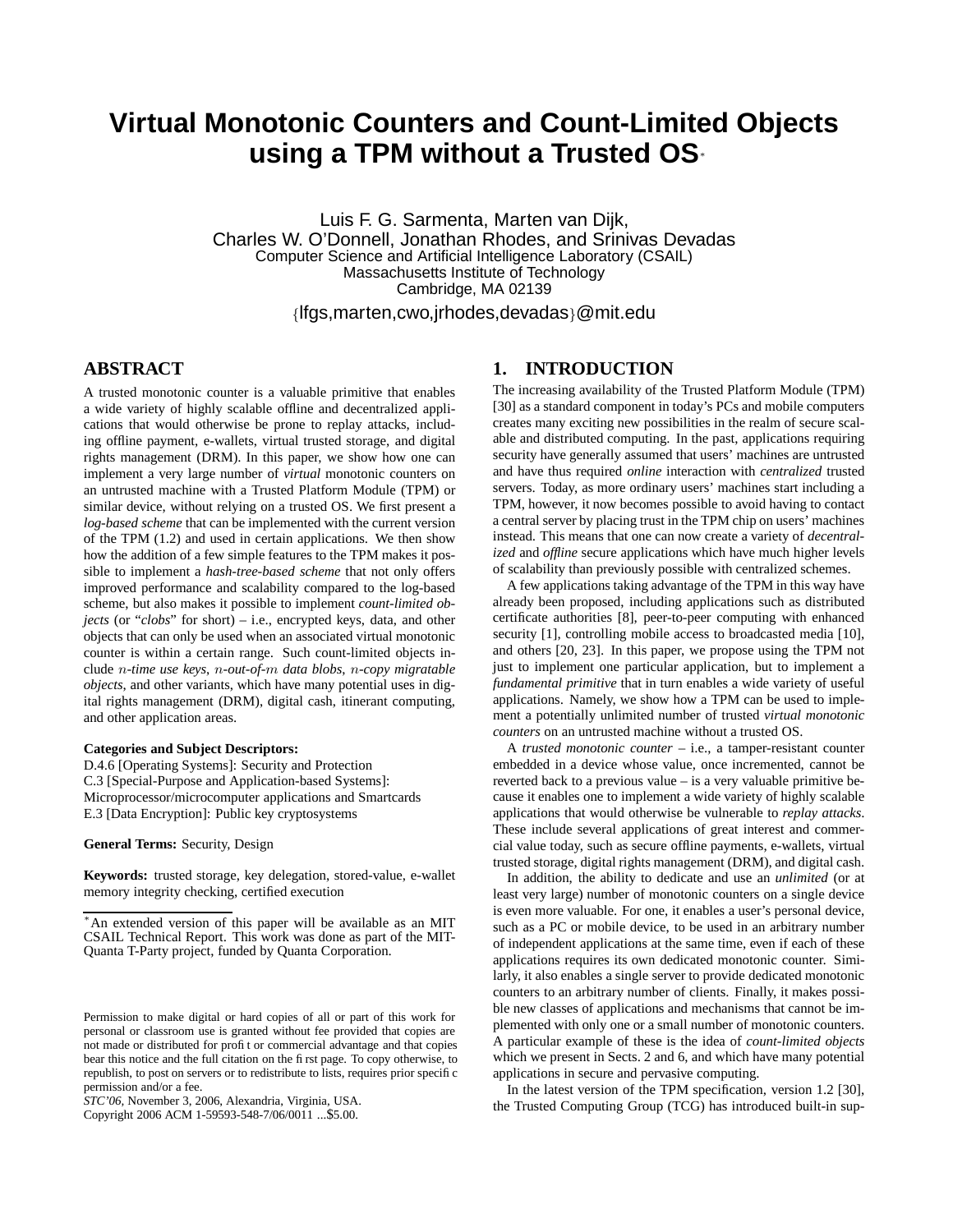# Virtual Monotonic Counters and Count-Limited Objects using a TPM without a Trusted OS*

Luis F. G. Sarmenta, Marten van Dijk,
Charles W. O'Donnell, Jonathan Rhodes, and Srinivas Devadas
Computer Science and Artificial Intelligence Laboratory (CSAIL)
Massachusetts Institute of Technology
Cambridge, MA 02139

{lfgs,marten,cwo,jrhodes,devadas}@mit.edu

## ABSTRACT

A trusted monotonic counter is a valuable primitive that enables a wide variety of highly scalable offline and decentralized applications that would otherwise be prone to replay attacks, including offline payment, e-wallets, virtual trusted storage, and digital rights management (DRM). In this paper, we show how one can implement a very large number of *virtual* monotonic counters on an untrusted machine with a Trusted Platform Module (TPM) or similar device, without relying on a trusted OS. We first present a *log-based scheme* that can be implemented with the current version of the TPM (1.2) and used in certain applications. We then show how the addition of a few simple features to the TPM makes it possible to implement a *hash-tree-based scheme* that not only offers improved performance and scalability compared to the log-based scheme, but also makes it possible to implement *count-limited objects* (or "*clobs*" for short) – i.e., encrypted keys, data, and other objects that can only be used when an associated virtual monotonic counter is within a certain range. Such count-limited objects include *$n$-time use keys*, *$n$-out-of-$m$ data blobs*, *$n$-copy migratable objects*, and other variants, which have many potential uses in digital rights management (DRM), digital cash, itinerant computing, and other application areas.

**Categories and Subject Descriptors:**
D.4.6 [Operating Systems]: Security and Protection
C.3 [Special-Purpose and Application-based Systems]: Microprocessor/microcomputer applications and Smartcards
E.3 [Data Encryption]: Public key cryptosystems

**General Terms:** Security, Design

**Keywords:** trusted storage, key delegation, stored-value, e-wallet memory integrity checking, certified execution

*An extended version of this paper will be available as an MIT CSAIL Technical Report. This work was done as part of the MIT-Quanta T-Party project, funded by Quanta Corporation.

Permission to make digital or hard copies of all or part of this work for personal or classroom use is granted without fee provided that copies are not made or distributed for profit or commercial advantage and that copies bear this notice and the full citation on the first page. To copy otherwise, to republish, to post on servers or to redistribute to lists, requires prior specific permission and/or a fee.
*STC'06*, November 3, 2006, Alexandria, Virginia, USA.
Copyright 2006 ACM 1-59593-548-7/06/0011 ...$5.00.

## 1. INTRODUCTION

The increasing availability of the Trusted Platform Module (TPM) [30] as a standard component in today's PCs and mobile computers creates many exciting new possibilities in the realm of secure scalable and distributed computing. In the past, applications requiring security have generally assumed that users' machines are untrusted and have thus required *online* interaction with *centralized* trusted servers. Today, as more ordinary users' machines start including a TPM, however, it now becomes possible to avoid having to contact a central server by placing trust in the TPM chip on users' machines instead. This means that one can now create a variety of *decentralized* and *offline* secure applications which have much higher levels of scalability than previously possible with centralized schemes.

A few applications taking advantage of the TPM in this way have already been proposed, including applications such as distributed certificate authorities [8], peer-to-peer computing with enhanced security [1], controlling mobile access to broadcasted media [10], and others [20, 23]. In this paper, we propose using the TPM not just to implement one particular application, but to implement a *fundamental primitive* that in turn enables a wide variety of useful applications. Namely, we show how a TPM can be used to implement a potentially unlimited number of trusted *virtual monotonic counters* on an untrusted machine without a trusted OS.

A *trusted monotonic counter* – i.e., a tamper-resistant counter embedded in a device whose value, once incremented, cannot be reverted back to a previous value – is a very valuable primitive because it enables one to implement a wide variety of highly scalable applications that would otherwise be vulnerable to *replay attacks*. These include several applications of great interest and commercial value today, such as secure offline payments, e-wallets, virtual trusted storage, digital rights management (DRM), and digital cash.

In addition, the ability to dedicate and use an *unlimited* (or at least very large) number of monotonic counters on a single device is even more valuable. For one, it enables a user's personal device, such as a PC or mobile device, to be used in an arbitrary number of independent applications at the same time, even if each of these applications requires its own dedicated monotonic counter. Similarly, it also enables a single server to provide dedicated monotonic counters to an arbitrary number of clients. Finally, it makes possible new classes of applications and mechanisms that cannot be implemented with only one or a small number of monotonic counters. A particular example of these is the idea of *count-limited objects* which we present in Sects. 2 and 6, and which have many potential applications in secure and pervasive computing.

In the latest version of the TPM specification, version 1.2 [30], the Trusted Computing Group (TCG) has introduced built-in sup-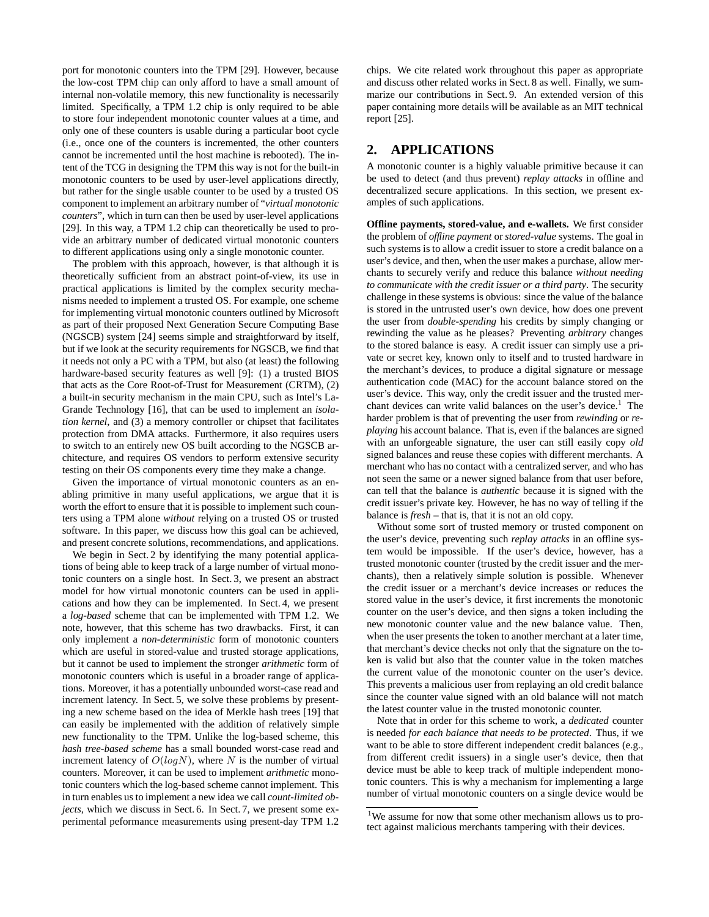port for monotonic counters into the TPM [29]. However, because the low-cost TPM chip can only afford to have a small amount of internal non-volatile memory, this new functionality is necessarily limited. Specifically, a TPM 1.2 chip is only required to be able to store four independent monotonic counter values at a time, and only one of these counters is usable during a particular boot cycle (i.e., once one of the counters is incremented, the other counters cannot be incremented until the host machine is rebooted). The intent of the TCG in designing the TPM this way is not for the built-in monotonic counters to be used by user-level applications directly, but rather for the single usable counter to be used by a trusted OS component to implement an arbitrary number of "*virtual monotonic counters*", which in turn can then be used by user-level applications [29]. In this way, a TPM 1.2 chip can theoretically be used to provide an arbitrary number of dedicated virtual monotonic counters to different applications using only a single monotonic counter.

The problem with this approach, however, is that although it is theoretically sufficient from an abstract point-of-view, its use in practical applications is limited by the complex security mechanisms needed to implement a trusted OS. For example, one scheme for implementing virtual monotonic counters outlined by Microsoft as part of their proposed Next Generation Secure Computing Base (NGSCB) system [24] seems simple and straightforward by itself, but if we look at the security requirements for NGSCB, we find that it needs not only a PC with a TPM, but also (at least) the following hardware-based security features as well [9]: (1) a trusted BIOS that acts as the Core Root-of-Trust for Measurement (CRTM), (2) a built-in security mechanism in the main CPU, such as Intel's LaGrande Technology [16], that can be used to implement an *isolation kernel*, and (3) a memory controller or chipset that facilitates protection from DMA attacks. Furthermore, it also requires users to switch to an entirely new OS built according to the NGSCB architecture, and requires OS vendors to perform extensive security testing on their OS components every time they make a change.

Given the importance of virtual monotonic counters as an enabling primitive in many useful applications, we argue that it is worth the effort to ensure that it is possible to implement such counters using a TPM alone *without* relying on a trusted OS or trusted software. In this paper, we discuss how this goal can be achieved, and present concrete solutions, recommendations, and applications.

We begin in Sect. 2 by identifying the many potential applications of being able to keep track of a large number of virtual monotonic counters on a single host. In Sect. 3, we present an abstract model for how virtual monotonic counters can be used in applications and how they can be implemented. In Sect. 4, we present a *log-based* scheme that can be implemented with TPM 1.2. We note, however, that this scheme has two drawbacks. First, it can only implement a *non-deterministic* form of monotonic counters which are useful in stored-value and trusted storage applications, but it cannot be used to implement the stronger *arithmetic* form of monotonic counters which is useful in a broader range of applications. Moreover, it has a potentially unbounded worst-case read and increment latency. In Sect. 5, we solve these problems by presenting a new scheme based on the idea of Merkle hash trees [19] that can easily be implemented with the addition of relatively simple new functionality to the TPM. Unlike the log-based scheme, this *hash tree-based scheme* has a small bounded worst-case read and increment latency of $O(logN)$, where $N$ is the number of virtual counters. Moreover, it can be used to implement *arithmetic* monotonic counters which the log-based scheme cannot implement. This in turn enables us to implement a new idea we call *count-limited objects*, which we discuss in Sect. 6. In Sect. 7, we present some experimental peformance measurements using present-day TPM 1.2 chips. We cite related work throughout this paper as appropriate and discuss other related works in Sect. 8 as well. Finally, we summarize our contributions in Sect. 9. An extended version of this paper containing more details will be available as an MIT technical report [25].

## 2. APPLICATIONS

A monotonic counter is a highly valuable primitive because it can be used to detect (and thus prevent) *replay attacks* in offline and decentralized secure applications. In this section, we present examples of such applications.

**Offline payments, stored-value, and e-wallets.** We first consider the problem of *offline payment* or *stored-value* systems. The goal in such systems is to allow a credit issuer to store a credit balance on a user's device, and then, when the user makes a purchase, allow merchants to securely verify and reduce this balance *without needing to communicate with the credit issuer or a third party*. The security challenge in these systems is obvious: since the value of the balance is stored in the untrusted user's own device, how does one prevent the user from *double-spending* his credits by simply changing or rewinding the value as he pleases? Preventing *arbitrary* changes to the stored balance is easy. A credit issuer can simply use a private or secret key, known only to itself and to trusted hardware in the merchant's devices, to produce a digital signature or message authentication code (MAC) for the account balance stored on the user's device. This way, only the credit issuer and the trusted merchant devices can write valid balances on the user's device.[1] The harder problem is that of preventing the user from *rewinding* or *replaying* his account balance. That is, even if the balances are signed with an unforgeable signature, the user can still easily copy *old* signed balances and reuse these copies with different merchants. A merchant who has no contact with a centralized server, and who has not seen the same or a newer signed balance from that user before, can tell that the balance is *authentic* because it is signed with the credit issuer's private key. However, he has no way of telling if the balance is *fresh* – that is, that it is not an old copy.

Without some sort of trusted memory or trusted component on the user's device, preventing such *replay attacks* in an offline system would be impossible. If the user's device, however, has a trusted monotonic counter (trusted by the credit issuer and the merchants), then a relatively simple solution is possible. Whenever the credit issuer or a merchant's device increases or reduces the stored value in the user's device, it first increments the monotonic counter on the user's device, and then signs a token including the new monotonic counter value and the new balance value. Then, when the user presents the token to another merchant at a later time, that merchant's device checks not only that the signature on the token is valid but also that the counter value in the token matches the current value of the monotonic counter on the user's device. This prevents a malicious user from replaying an old credit balance since the counter value signed with an old balance will not match the latest counter value in the trusted monotonic counter.

Note that in order for this scheme to work, a *dedicated* counter is needed *for each balance that needs to be protected*. Thus, if we want to be able to store different independent credit balances (e.g., from different credit issuers) in a single user's device, then that device must be able to keep track of multiple independent monotonic counters. This is why a mechanism for implementing a large number of virtual monotonic counters on a single device would be

[1] We assume for now that some other mechanism allows us to protect against malicious merchants tampering with their devices.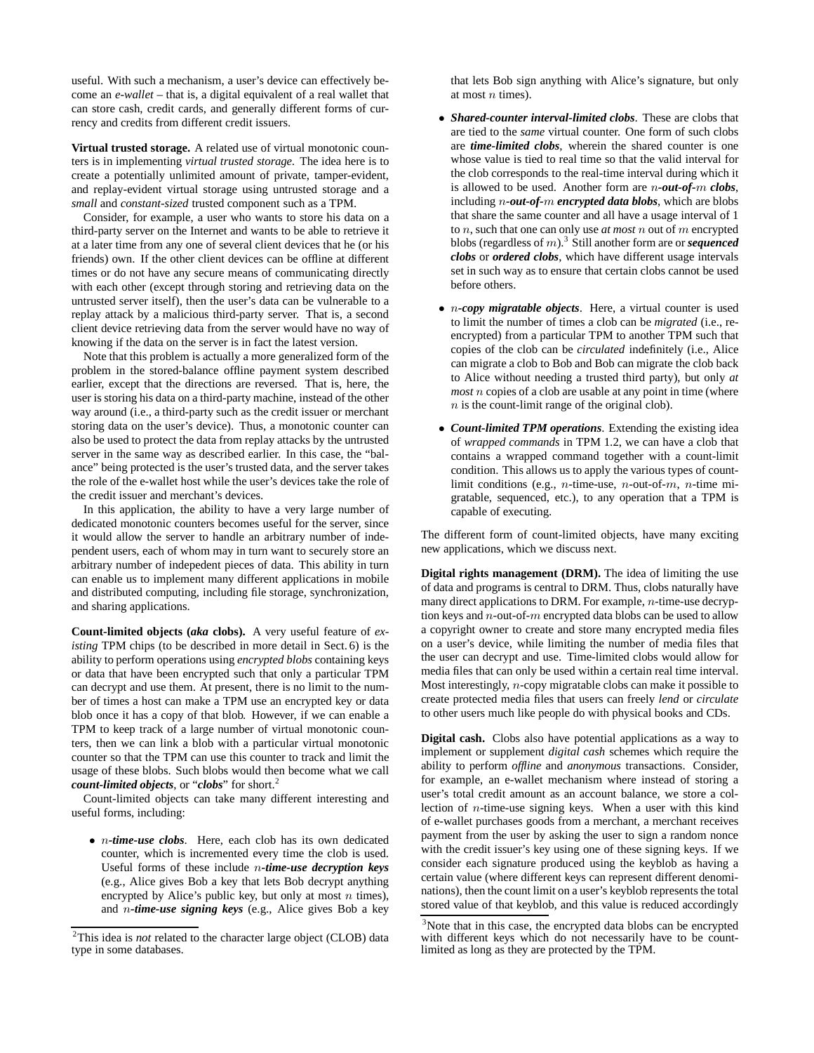useful. With such a mechanism, a user's device can effectively become an *e-wallet* – that is, a digital equivalent of a real wallet that can store cash, credit cards, and generally different forms of currency and credits from different credit issuers.

**Virtual trusted storage.** A related use of virtual monotonic counters is in implementing *virtual trusted storage*. The idea here is to create a potentially unlimited amount of private, tamper-evident, and replay-evident virtual storage using untrusted storage and a *small* and *constant-sized* trusted component such as a TPM.

Consider, for example, a user who wants to store his data on a third-party server on the Internet and wants to be able to retrieve it at a later time from any one of several client devices that he (or his friends) own. If the other client devices can be offline at different times or do not have any secure means of communicating directly with each other (except through storing and retrieving data on the untrusted server itself), then the user's data can be vulnerable to a replay attack by a malicious third-party server. That is, a second client device retrieving data from the server would have no way of knowing if the data on the server is in fact the latest version.

Note that this problem is actually a more generalized form of the problem in the stored-balance offline payment system described earlier, except that the directions are reversed. That is, here, the user is storing his data on a third-party machine, instead of the other way around (i.e., a third-party such as the credit issuer or merchant storing data on the user's device). Thus, a monotonic counter can also be used to protect the data from replay attacks by the untrusted server in the same way as described earlier. In this case, the "balance" being protected is the user's trusted data, and the server takes the role of the e-wallet host while the user's devices take the role of the credit issuer and merchant's devices.

In this application, the ability to have a very large number of dedicated monotonic counters becomes useful for the server, since it would allow the server to handle an arbitrary number of independent users, each of whom may in turn want to securely store an arbitrary number of indepedent pieces of data. This ability in turn can enable us to implement many different applications in mobile and distributed computing, including file storage, synchronization, and sharing applications.

**Count-limited objects (*aka* clobs).** A very useful feature of *existing* TPM chips (to be described in more detail in Sect. 6) is the ability to perform operations using *encrypted blobs* containing keys or data that have been encrypted such that only a particular TPM can decrypt and use them. At present, there is no limit to the number of times a host can make a TPM use an encrypted key or data blob once it has a copy of that blob. However, if we can enable a TPM to keep track of a large number of virtual monotonic counters, then we can link a blob with a particular virtual monotonic counter so that the TPM can use this counter to track and limit the usage of these blobs. Such blobs would then become what we call ***count-limited objects***, or "***clobs***" for short.[2]

Count-limited objects can take many different interesting and useful forms, including:

- ***$n$-time-use clobs***. Here, each clob has its own dedicated counter, which is incremented every time the clob is used. Useful forms of these include ***$n$-time-use decryption keys*** (e.g., Alice gives Bob a key that lets Bob decrypt anything encrypted by Alice's public key, but only at most $n$ times), and ***$n$-time-use signing keys*** (e.g., Alice gives Bob a key that lets Bob sign anything with Alice's signature, but only at most $n$ times).
- ***Shared-counter interval-limited clobs***. These are clobs that are tied to the *same* virtual counter. One form of such clobs are ***time-limited clobs***, wherein the shared counter is one whose value is tied to real time so that the valid interval for the clob corresponds to the real-time interval during which it is allowed to be used. Another form are ***$n$-out-of-$m$ clobs***, including ***$n$-out-of-$m$ encrypted data blobs***, which are blobs that share the same counter and all have a usage interval of 1 to $n$, such that one can only use *at most* $n$ out of $m$ encrypted blobs (regardless of $m$).[3] Still another form are or ***sequenced clobs*** or ***ordered clobs***, which have different usage intervals set in such way as to ensure that certain clobs cannot be used before others.
- ***$n$-copy migratable objects***. Here, a virtual counter is used to limit the number of times a clob can be *migrated* (i.e., re-encrypted) from a particular TPM to another TPM such that copies of the clob can be *circulated* indefinitely (i.e., Alice can migrate a clob to Bob and Bob can migrate the clob back to Alice without needing a trusted third party), but only *at most* $n$ copies of a clob are usable at any point in time (where $n$ is the count-limit range of the original clob).
- ***Count-limited TPM operations***. Extending the existing idea of *wrapped commands* in TPM 1.2, we can have a clob that contains a wrapped command together with a count-limit condition. This allows us to apply the various types of count-limit conditions (e.g., $n$-time-use, $n$-out-of-$m$, $n$-time migratable, sequenced, etc.), to any operation that a TPM is capable of executing.

The different form of count-limited objects, have many exciting new applications, which we discuss next.

**Digital rights management (DRM).** The idea of limiting the use of data and programs is central to DRM. Thus, clobs naturally have many direct applications to DRM. For example, $n$-time-use decryption keys and $n$-out-of-$m$ encrypted data blobs can be used to allow a copyright owner to create and store many encrypted media files on a user's device, while limiting the number of media files that the user can decrypt and use. Time-limited clobs would allow for media files that can only be used within a certain real time interval. Most interestingly, $n$-copy migratable clobs can make it possible to create protected media files that users can freely *lend* or *circulate* to other users much like people do with physical books and CDs.

**Digital cash.** Clobs also have potential applications as a way to implement or supplement *digital cash* schemes which require the ability to perform *offline* and *anonymous* transactions. Consider, for example, an e-wallet mechanism where instead of storing a user's total credit amount as an account balance, we store a collection of $n$-time-use signing keys. When a user with this kind of e-wallet purchases goods from a merchant, a merchant receives payment from the user by asking the user to sign a random nonce with the credit issuer's key using one of these signing keys. If we consider each signature produced using the keyblob as having a certain value (where different keys can represent different denominations), then the count limit on a user's keyblob represents the total stored value of that keyblob, and this value is reduced accordingly

[2] This idea is *not* related to the character large object (CLOB) data type in some databases.

[3] Note that in this case, the encrypted data blobs can be encrypted with different keys which do not necessarily have to be count-limited as long as they are protected by the TPM.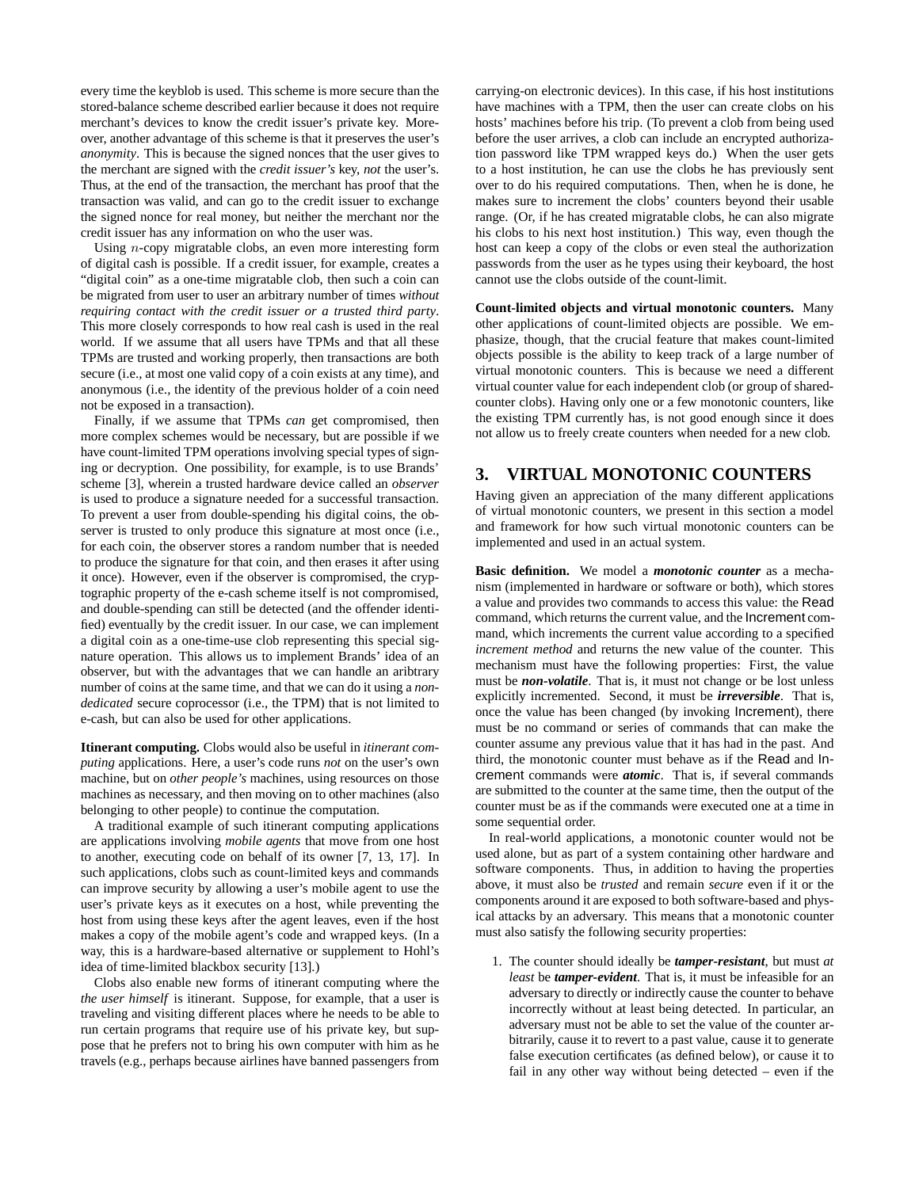every time the keyblob is used. This scheme is more secure than the stored-balance scheme described earlier because it does not require merchant's devices to know the credit issuer's private key. Moreover, another advantage of this scheme is that it preserves the user's *anonymity*. This is because the signed nonces that the user gives to the merchant are signed with the *credit issuer's* key, *not* the user's. Thus, at the end of the transaction, the merchant has proof that the transaction was valid, and can go to the credit issuer to exchange the signed nonce for real money, but neither the merchant nor the credit issuer has any information on who the user was.

Using $n$-copy migratable clobs, an even more interesting form of digital cash is possible. If a credit issuer, for example, creates a "digital coin" as a one-time migratable clob, then such a coin can be migrated from user to user an arbitrary number of times *without requiring contact with the credit issuer or a trusted third party*. This more closely corresponds to how real cash is used in the real world. If we assume that all users have TPMs and that all these TPMs are trusted and working properly, then transactions are both secure (i.e., at most one valid copy of a coin exists at any time), and anonymous (i.e., the identity of the previous holder of a coin need not be exposed in a transaction).

Finally, if we assume that TPMs *can* get compromised, then more complex schemes would be necessary, but are possible if we have count-limited TPM operations involving special types of signing or decryption. One possibility, for example, is to use Brands' scheme [3], wherein a trusted hardware device called an *observer* is used to produce a signature needed for a successful transaction. To prevent a user from double-spending his digital coins, the observer is trusted to only produce this signature at most once (i.e., for each coin, the observer stores a random number that is needed to produce the signature for that coin, and then erases it after using it once). However, even if the observer is compromised, the cryptographic property of the e-cash scheme itself is not compromised, and double-spending can still be detected (and the offender identified) eventually by the credit issuer. In our case, we can implement a digital coin as a one-time-use clob representing this special signature operation. This allows us to implement Brands' idea of an observer, but with the advantages that we can handle an aribtrary number of coins at the same time, and that we can do it using a *non-dedicated* secure coprocessor (i.e., the TPM) that is not limited to e-cash, but can also be used for other applications.

**Itinerant computing.** Clobs would also be useful in *itinerant computing* applications. Here, a user's code runs *not* on the user's own machine, but on *other people's* machines, using resources on those machines as necessary, and then moving on to other machines (also belonging to other people) to continue the computation.

A traditional example of such itinerant computing applications are applications involving *mobile agents* that move from one host to another, executing code on behalf of its owner [7, 13, 17]. In such applications, clobs such as count-limited keys and commands can improve security by allowing a user's mobile agent to use the user's private keys as it executes on a host, while preventing the host from using these keys after the agent leaves, even if the host makes a copy of the mobile agent's code and wrapped keys. (In a way, this is a hardware-based alternative or supplement to Hohl's idea of time-limited blackbox security [13].)

Clobs also enable new forms of itinerant computing where the *the user himself* is itinerant. Suppose, for example, that a user is traveling and visiting different places where he needs to be able to run certain programs that require use of his private key, but suppose that he prefers not to bring his own computer with him as he travels (e.g., perhaps because airlines have banned passengers from carrying-on electronic devices). In this case, if his host institutions have machines with a TPM, then the user can create clobs on his hosts' machines before his trip. (To prevent a clob from being used before the user arrives, a clob can include an encrypted authorization password like TPM wrapped keys do.) When the user gets to a host institution, he can use the clobs he has previously sent over to do his required computations. Then, when he is done, he makes sure to increment the clobs' counters beyond their usable range. (Or, if he has created migratable clobs, he can also migrate his clobs to his next host institution.) This way, even though the host can keep a copy of the clobs or even steal the authorization passwords from the user as he types using their keyboard, the host cannot use the clobs outside of the count-limit.

**Count-limited objects and virtual monotonic counters.** Many other applications of count-limited objects are possible. We emphasize, though, that the crucial feature that makes count-limited objects possible is the ability to keep track of a large number of virtual monotonic counters. This is because we need a different virtual counter value for each independent clob (or group of shared-counter clobs). Having only one or a few monotonic counters, like the existing TPM currently has, is not good enough since it does not allow us to freely create counters when needed for a new clob.

## 3. VIRTUAL MONOTONIC COUNTERS

Having given an appreciation of the many different applications of virtual monotonic counters, we present in this section a model and framework for how such virtual monotonic counters can be implemented and used in an actual system.

**Basic definition.** We model a ***monotonic counter*** as a mechanism (implemented in hardware or software or both), which stores a value and provides two commands to access this value: the Read command, which returns the current value, and the Increment command, which increments the current value according to a specified *increment method* and returns the new value of the counter. This mechanism must have the following properties: First, the value must be ***non-volatile***. That is, it must not change or be lost unless explicitly incremented. Second, it must be ***irreversible***. That is, once the value has been changed (by invoking Increment), there must be no command or series of commands that can make the counter assume any previous value that it has had in the past. And third, the monotonic counter must behave as if the Read and Increment commands were ***atomic***. That is, if several commands are submitted to the counter at the same time, then the output of the counter must be as if the commands were executed one at a time in some sequential order.

In real-world applications, a monotonic counter would not be used alone, but as part of a system containing other hardware and software components. Thus, in addition to having the properties above, it must also be *trusted* and remain *secure* even if it or the components around it are exposed to both software-based and physical attacks by an adversary. This means that a monotonic counter must also satisfy the following security properties:

1. The counter should ideally be ***tamper-resistant***, but must *at least* be ***tamper-evident***. That is, it must be infeasible for an adversary to directly or indirectly cause the counter to behave incorrectly without at least being detected. In particular, an adversary must not be able to set the value of the counter arbitrarily, cause it to revert to a past value, cause it to generate false execution certificates (as defined below), or cause it to fail in any other way without being detected – even if the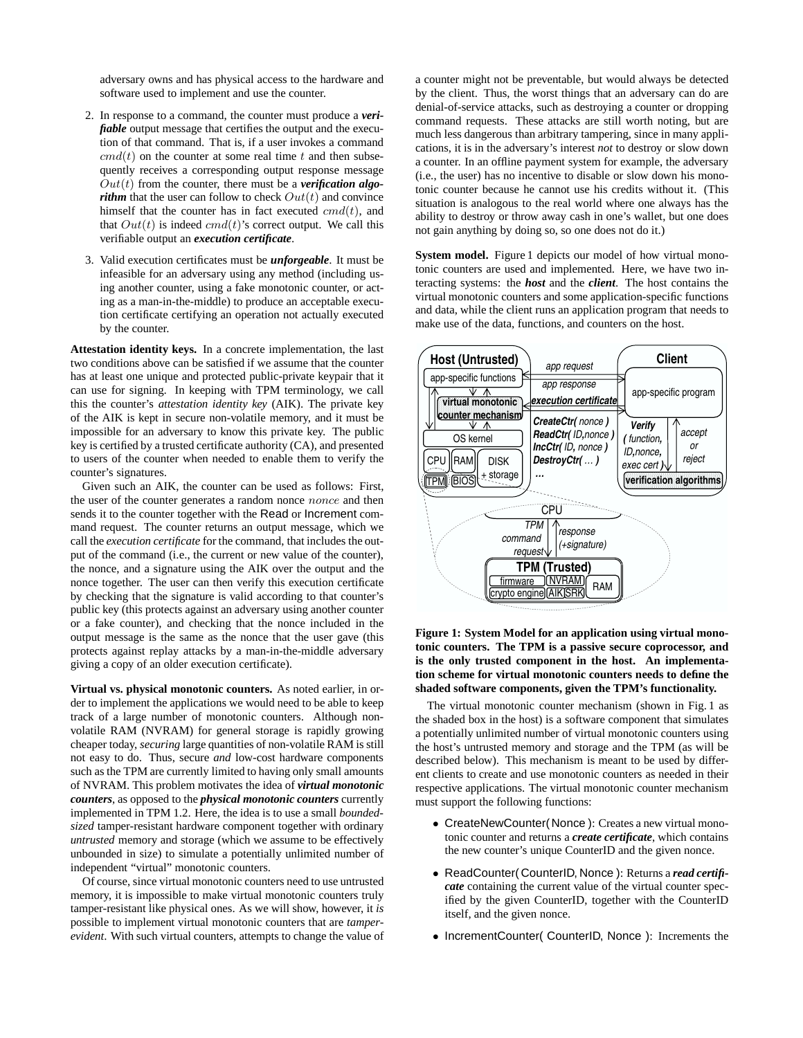adversary owns and has physical access to the hardware and software used to implement and use the counter.

2. In response to a command, the counter must produce a ***verifiable*** output message that certifies the output and the execution of that command. That is, if a user invokes a command $cmd(t)$ on the counter at some real time $t$ and then subsequently receives a corresponding output response message $Out(t)$ from the counter, there must be a ***verification algorithm*** that the user can follow to check $Out(t)$ and convince himself that the counter has in fact executed $cmd(t)$, and that $Out(t)$ is indeed $cmd(t)$'s correct output. We call this verifiable output an ***execution certificate***.

3. Valid execution certificates must be ***unforgeable***. It must be infeasible for an adversary using any method (including using another counter, using a fake monotonic counter, or acting as a man-in-the-middle) to produce an acceptable execution certificate certifying an operation not actually executed by the counter.

**Attestation identity keys.** In a concrete implementation, the last two conditions above can be satisfied if we assume that the counter has at least one unique and protected public-private keypair that it can use for signing. In keeping with TPM terminology, we call this the counter's *attestation identity key* (AIK). The private key of the AIK is kept in secure non-volatile memory, and it must be impossible for an adversary to know this private key. The public key is certified by a trusted certificate authority (CA), and presented to users of the counter when needed to enable them to verify the counter's signatures.

Given such an AIK, the counter can be used as follows: First, the user of the counter generates a random nonce $nonce$ and then sends it to the counter together with the Read or Increment command request. The counter returns an output message, which we call the *execution certificate* for the command, that includes the output of the command (i.e., the current or new value of the counter), the nonce, and a signature using the AIK over the output and the nonce together. The user can then verify this execution certificate by checking that the signature is valid according to that counter's public key (this protects against an adversary using another counter or a fake counter), and checking that the nonce included in the output message is the same as the nonce that the user gave (this protects against replay attacks by a man-in-the-middle adversary giving a copy of an older execution certificate).

**Virtual vs. physical monotonic counters.** As noted earlier, in order to implement the applications we would need to be able to keep track of a large number of monotonic counters. Although non-volatile RAM (NVRAM) for general storage is rapidly growing cheaper today, *securing* large quantities of non-volatile RAM is still not easy to do. Thus, secure *and* low-cost hardware components such as the TPM are currently limited to having only small amounts of NVRAM. This problem motivates the idea of ***virtual monotonic counters***, as opposed to the ***physical monotonic counters*** currently implemented in TPM 1.2. Here, the idea is to use a small *bounded-sized* tamper-resistant hardware component together with ordinary *untrusted* memory and storage (which we assume to be effectively unbounded in size) to simulate a potentially unlimited number of independent "virtual" monotonic counters.

Of course, since virtual monotonic counters need to use untrusted memory, it is impossible to make virtual monotonic counters truly tamper-resistant like physical ones. As we will show, however, it *is* possible to implement virtual monotonic counters that are *tamper-evident*. With such virtual counters, attempts to change the value of a counter might not be preventable, but would always be detected by the client. Thus, the worst things that an adversary can do are denial-of-service attacks, such as destroying a counter or dropping command requests. These attacks are still worth noting, but are much less dangerous than arbitrary tampering, since in many applications, it is in the adversary's interest *not* to destroy or slow down a counter. In an offline payment system for example, the adversary (i.e., the user) has no incentive to disable or slow down his monotonic counter because he cannot use his credits without it. (This situation is analogous to the real world where one always has the ability to destroy or throw away cash in one's wallet, but one does not gain anything by doing so, so one does not do it.)

**System model.** Figure 1 depicts our model of how virtual monotonic counters are used and implemented. Here, we have two interacting systems: the ***host*** and the ***client***. The host contains the virtual monotonic counters and some application-specific functions and data, while the client runs an application program that needs to make use of the data, functions, and counters on the host.

**Figure 1: System Model for an application using virtual monotonic counters. The TPM is a passive secure coprocessor, and is the only trusted component in the host. An implementation scheme for virtual monotonic counters needs to define the shaded software components, given the TPM's functionality.**

The virtual monotonic counter mechanism (shown in Fig. 1 as the shaded box in the host) is a software component that simulates a potentially unlimited number of virtual monotonic counters using the host's untrusted memory and storage and the TPM (as will be described below). This mechanism is meant to be used by different clients to create and use monotonic counters as needed in their respective applications. The virtual monotonic counter mechanism must support the following functions:

- CreateNewCounter( Nonce ): Creates a new virtual monotonic counter and returns a ***create certificate***, which contains the new counter's unique CounterID and the given nonce.
- ReadCounter( CounterID, Nonce ): Returns a ***read certificate*** containing the current value of the virtual counter specified by the given CounterID, together with the CounterID itself, and the given nonce.
- IncrementCounter( CounterID, Nonce ): Increments the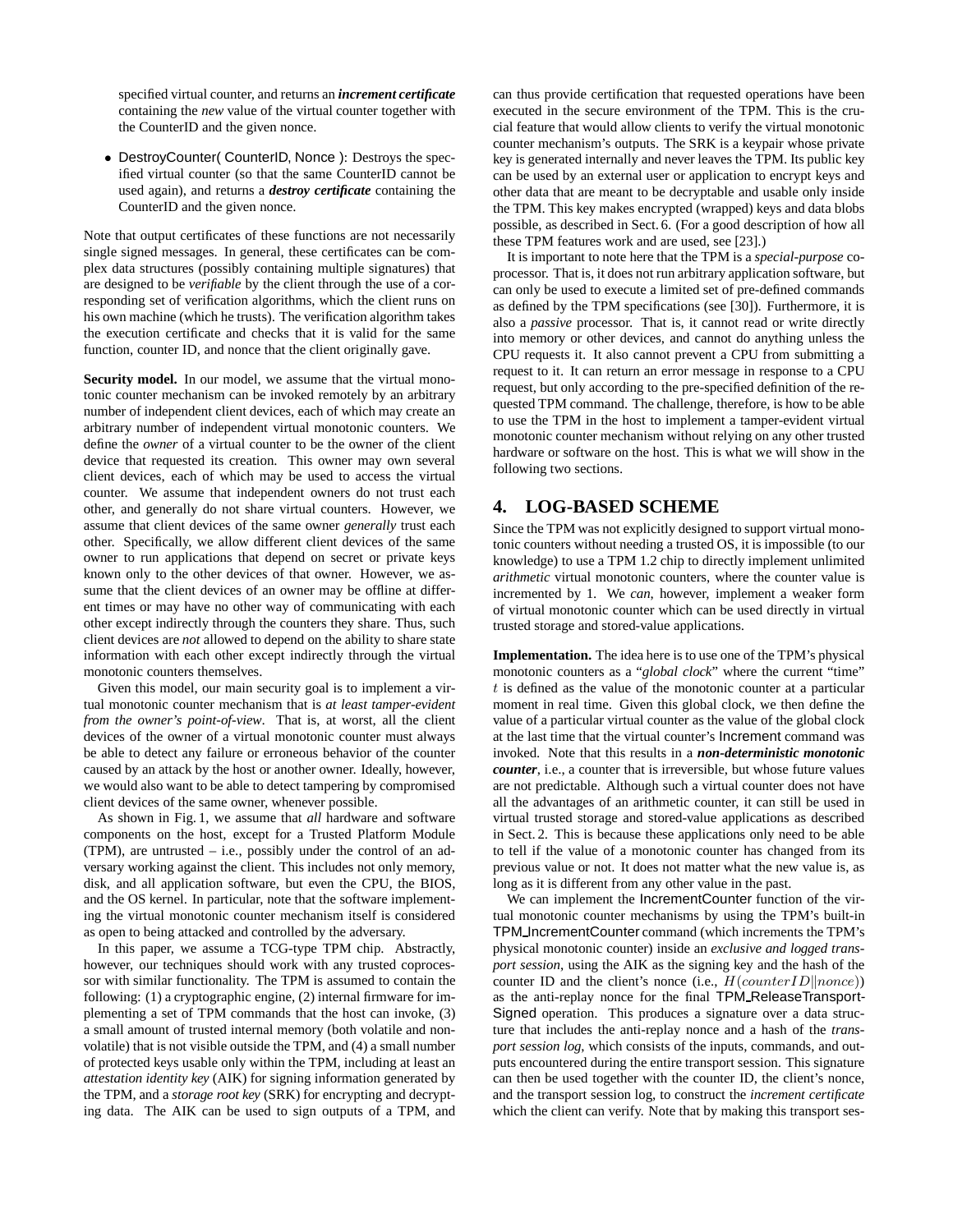specified virtual counter, and returns an ***increment certificate*** containing the *new* value of the virtual counter together with the CounterID and the given nonce.

- DestroyCounter( CounterID, Nonce ): Destroys the specified virtual counter (so that the same CounterID cannot be used again), and returns a ***destroy certificate*** containing the CounterID and the given nonce.

Note that output certificates of these functions are not necessarily single signed messages. In general, these certificates can be complex data structures (possibly containing multiple signatures) that are designed to be *verifiable* by the client through the use of a corresponding set of verification algorithms, which the client runs on his own machine (which he trusts). The verification algorithm takes the execution certificate and checks that it is valid for the same function, counter ID, and nonce that the client originally gave.

**Security model.** In our model, we assume that the virtual monotonic counter mechanism can be invoked remotely by an arbitrary number of independent client devices, each of which may create an arbitrary number of independent virtual monotonic counters. We define the *owner* of a virtual counter to be the owner of the client device that requested its creation. This owner may own several client devices, each of which may be used to access the virtual counter. We assume that independent owners do not trust each other, and generally do not share virtual counters. However, we assume that client devices of the same owner *generally* trust each other. Specifically, we allow different client devices of the same owner to run applications that depend on secret or private keys known only to the other devices of that owner. However, we assume that the client devices of an owner may be offline at different times or may have no other way of communicating with each other except indirectly through the counters they share. Thus, such client devices are *not* allowed to depend on the ability to share state information with each other except indirectly through the virtual monotonic counters themselves.

Given this model, our main security goal is to implement a virtual monotonic counter mechanism that is *at least tamper-evident from the owner's point-of-view*. That is, at worst, all the client devices of the owner of a virtual monotonic counter must always be able to detect any failure or erroneous behavior of the counter caused by an attack by the host or another owner. Ideally, however, we would also want to be able to detect tampering by compromised client devices of the same owner, whenever possible.

As shown in Fig. 1, we assume that *all* hardware and software components on the host, except for a Trusted Platform Module (TPM), are untrusted – i.e., possibly under the control of an adversary working against the client. This includes not only memory, disk, and all application software, but even the CPU, the BIOS, and the OS kernel. In particular, note that the software implementing the virtual monotonic counter mechanism itself is considered as open to being attacked and controlled by the adversary.

In this paper, we assume a TCG-type TPM chip. Abstractly, however, our techniques should work with any trusted coprocessor with similar functionality. The TPM is assumed to contain the following: (1) a cryptographic engine, (2) internal firmware for implementing a set of TPM commands that the host can invoke, (3) a small amount of trusted internal memory (both volatile and non-volatile) that is not visible outside the TPM, and (4) a small number of protected keys usable only within the TPM, including at least an *attestation identity key* (AIK) for signing information generated by the TPM, and a *storage root key* (SRK) for encrypting and decrypting data. The AIK can be used to sign outputs of a TPM, and can thus provide certification that requested operations have been executed in the secure environment of the TPM. This is the crucial feature that would allow clients to verify the virtual monotonic counter mechanism's outputs. The SRK is a keypair whose private key is generated internally and never leaves the TPM. Its public key can be used by an external user or application to encrypt keys and other data that are meant to be decryptable and usable only inside the TPM. This key makes encrypted (wrapped) keys and data blobs possible, as described in Sect. 6. (For a good description of how all these TPM features work and are used, see [23].)

It is important to note here that the TPM is a *special-purpose* coprocessor. That is, it does not run arbitrary application software, but can only be used to execute a limited set of pre-defined commands as defined by the TPM specifications (see [30]). Furthermore, it is also a *passive* processor. That is, it cannot read or write directly into memory or other devices, and cannot do anything unless the CPU requests it. It also cannot prevent a CPU from submitting a request to it. It can return an error message in response to a CPU request, but only according to the pre-specified definition of the requested TPM command. The challenge, therefore, is how to be able to use the TPM in the host to implement a tamper-evident virtual monotonic counter mechanism without relying on any other trusted hardware or software on the host. This is what we will show in the following two sections.

## 4. LOG-BASED SCHEME

Since the TPM was not explicitly designed to support virtual monotonic counters without needing a trusted OS, it is impossible (to our knowledge) to use a TPM 1.2 chip to directly implement unlimited *arithmetic* virtual monotonic counters, where the counter value is incremented by 1. We *can*, however, implement a weaker form of virtual monotonic counter which can be used directly in virtual trusted storage and stored-value applications.

**Implementation.** The idea here is to use one of the TPM's physical monotonic counters as a "*global clock*" where the current "time" $t$ is defined as the value of the monotonic counter at a particular moment in real time. Given this global clock, we then define the value of a particular virtual counter as the value of the global clock at the last time that the virtual counter's Increment command was invoked. Note that this results in a ***non-deterministic monotonic counter***, i.e., a counter that is irreversible, but whose future values are not predictable. Although such a virtual counter does not have all the advantages of an arithmetic counter, it can still be used in virtual trusted storage and stored-value applications as described in Sect. 2. This is because these applications only need to be able to tell if the value of a monotonic counter has changed from its previous value or not. It does not matter what the new value is, as long as it is different from any other value in the past.

We can implement the IncrementCounter function of the virtual monotonic counter mechanisms by using the TPM's built-in TPM_IncrementCounter command (which increments the TPM's physical monotonic counter) inside an *exclusive and logged transport session*, using the AIK as the signing key and the hash of the counter ID and the client's nonce (i.e., $H(counterID \| nonce)$) as the anti-replay nonce for the final TPM_ReleaseTransportSigned operation. This produces a signature over a data structure that includes the anti-replay nonce and a hash of the *transport session log*, which consists of the inputs, commands, and outputs encountered during the entire transport session. This signature can then be used together with the counter ID, the client's nonce, and the transport session log, to construct the *increment certificate* which the client can verify. Note that by making this transport ses-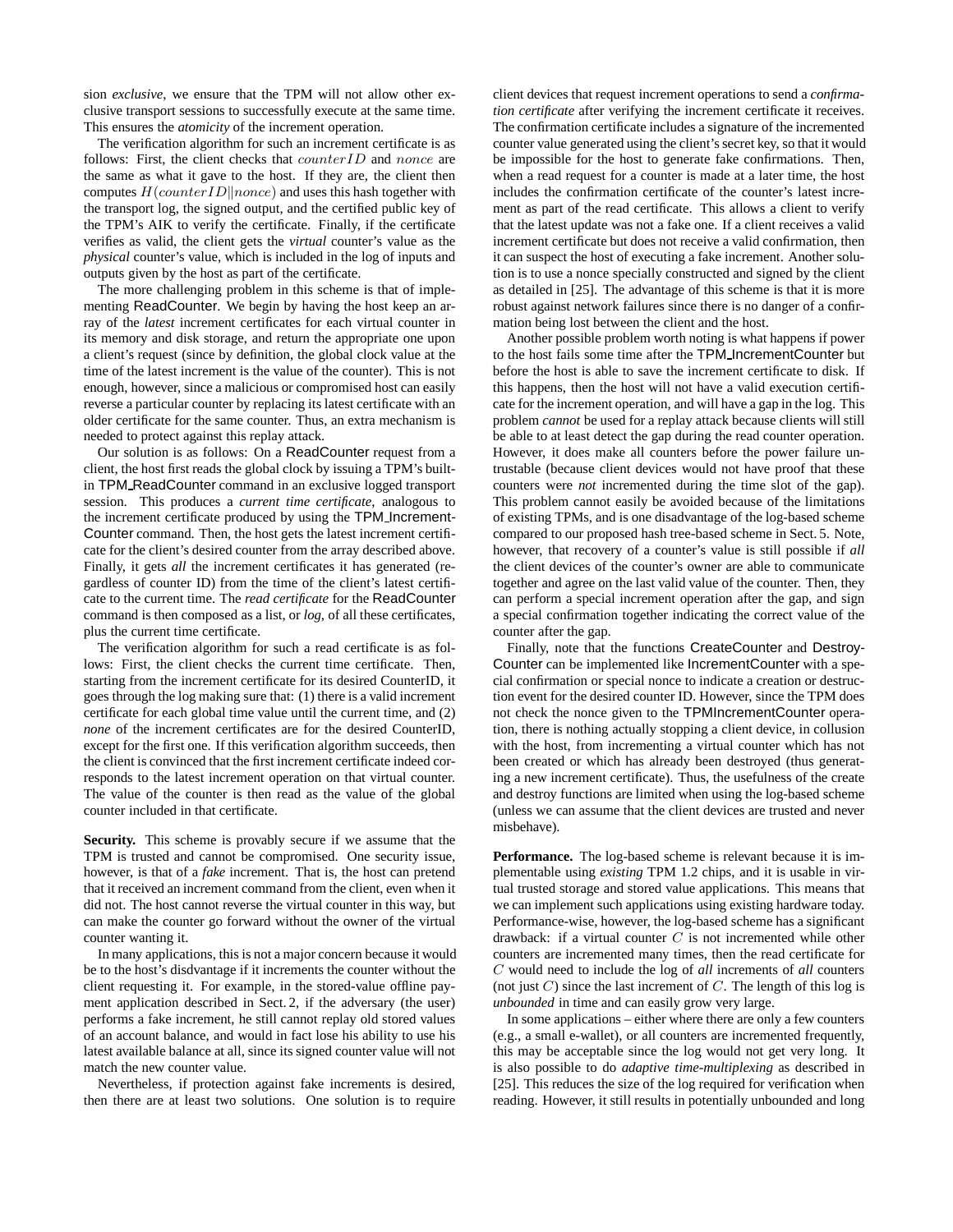sion *exclusive*, we ensure that the TPM will not allow other exclusive transport sessions to successfully execute at the same time. This ensures the *atomicity* of the increment operation.

The verification algorithm for such an increment certificate is as follows: First, the client checks that $counterID$ and $nonce$ are the same as what it gave to the host. If they are, the client then computes $H(counterID||nonce)$ and uses this hash together with the transport log, the signed output, and the certified public key of the TPM's AIK to verify the certificate. Finally, if the certificate verifies as valid, the client gets the *virtual* counter's value as the *physical* counter's value, which is included in the log of inputs and outputs given by the host as part of the certificate.

The more challenging problem in this scheme is that of implementing ReadCounter. We begin by having the host keep an array of the *latest* increment certificates for each virtual counter in its memory and disk storage, and return the appropriate one upon a client's request (since by definition, the global clock value at the time of the latest increment is the value of the counter). This is not enough, however, since a malicious or compromised host can easily reverse a particular counter by replacing its latest certificate with an older certificate for the same counter. Thus, an extra mechanism is needed to protect against this replay attack.

Our solution is as follows: On a ReadCounter request from a client, the host first reads the global clock by issuing a TPM's built-in TPM_ReadCounter command in an exclusive logged transport session. This produces a *current time certificate*, analogous to the increment certificate produced by using the TPM_Increment-Counter command. Then, the host gets the latest increment certificate for the client's desired counter from the array described above. Finally, it gets *all* the increment certificates it has generated (regardless of counter ID) from the time of the client's latest certificate to the current time. The *read certificate* for the ReadCounter command is then composed as a list, or *log*, of all these certificates, plus the current time certificate.

The verification algorithm for such a read certificate is as follows: First, the client checks the current time certificate. Then, starting from the increment certificate for its desired CounterID, it goes through the log making sure that: (1) there is a valid increment certificate for each global time value until the current time, and (2) *none* of the increment certificates are for the desired CounterID, except for the first one. If this verification algorithm succeeds, then the client is convinced that the first increment certificate indeed corresponds to the latest increment operation on that virtual counter. The value of the counter is then read as the value of the global counter included in that certificate.

**Security.** This scheme is provably secure if we assume that the TPM is trusted and cannot be compromised. One security issue, however, is that of a *fake* increment. That is, the host can pretend that it received an increment command from the client, even when it did not. The host cannot reverse the virtual counter in this way, but can make the counter go forward without the owner of the virtual counter wanting it.

In many applications, this is not a major concern because it would be to the host's disdvantage if it increments the counter without the client requesting it. For example, in the stored-value offline payment application described in Sect. 2, if the adversary (the user) performs a fake increment, he still cannot replay old stored values of an account balance, and would in fact lose his ability to use his latest available balance at all, since its signed counter value will not match the new counter value.

Nevertheless, if protection against fake increments is desired, then there are at least two solutions. One solution is to require client devices that request increment operations to send a *confirmation certificate* after verifying the increment certificate it receives. The confirmation certificate includes a signature of the incremented counter value generated using the client's secret key, so that it would be impossible for the host to generate fake confirmations. Then, when a read request for a counter is made at a later time, the host includes the confirmation certificate of the counter's latest increment as part of the read certificate. This allows a client to verify that the latest update was not a fake one. If a client receives a valid increment certificate but does not receive a valid confirmation, then it can suspect the host of executing a fake increment. Another solution is to use a nonce specially constructed and signed by the client as detailed in [25]. The advantage of this scheme is that it is more robust against network failures since there is no danger of a confirmation being lost between the client and the host.

Another possible problem worth noting is what happens if power to the host fails some time after the TPM_IncrementCounter but before the host is able to save the increment certificate to disk. If this happens, then the host will not have a valid execution certificate for the increment operation, and will have a gap in the log. This problem *cannot* be used for a replay attack because clients will still be able to at least detect the gap during the read counter operation. However, it does make all counters before the power failure untrustable (because client devices would not have proof that these counters were *not* incremented during the time slot of the gap). This problem cannot easily be avoided because of the limitations of existing TPMs, and is one disadvantage of the log-based scheme compared to our proposed hash tree-based scheme in Sect. 5. Note, however, that recovery of a counter's value is still possible if *all* the client devices of the counter's owner are able to communicate together and agree on the last valid value of the counter. Then, they can perform a special increment operation after the gap, and sign a special confirmation together indicating the correct value of the counter after the gap.

Finally, note that the functions CreateCounter and Destroy-Counter can be implemented like IncrementCounter with a special confirmation or special nonce to indicate a creation or destruction event for the desired counter ID. However, since the TPM does not check the nonce given to the TPMIncrementCounter operation, there is nothing actually stopping a client device, in collusion with the host, from incrementing a virtual counter which has not been created or which has already been destroyed (thus generating a new increment certificate). Thus, the usefulness of the create and destroy functions are limited when using the log-based scheme (unless we can assume that the client devices are trusted and never misbehave).

**Performance.** The log-based scheme is relevant because it is implementable using *existing* TPM 1.2 chips, and it is usable in virtual trusted storage and stored value applications. This means that we can implement such applications using existing hardware today. Performance-wise, however, the log-based scheme has a significant drawback: if a virtual counter $C$ is not incremented while other counters are incremented many times, then the read certificate for $C$ would need to include the log of *all* increments of *all* counters (not just $C$) since the last increment of $C$. The length of this log is *unbounded* in time and can easily grow very large.

In some applications – either where there are only a few counters (e.g., a small e-wallet), or all counters are incremented frequently, this may be acceptable since the log would not get very long. It is also possible to do *adaptive time-multiplexing* as described in [25]. This reduces the size of the log required for verification when reading. However, it still results in potentially unbounded and long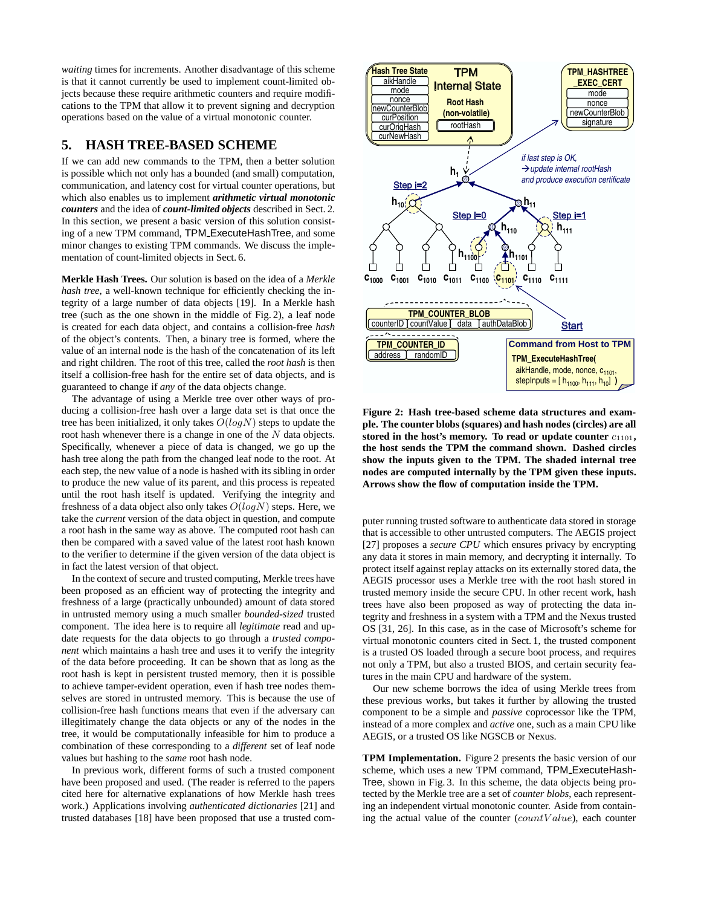*waiting* times for increments. Another disadvantage of this scheme is that it cannot currently be used to implement count-limited objects because these require arithmetic counters and require modifications to the TPM that allow it to prevent signing and decryption operations based on the value of a virtual monotonic counter.

## 5. HASH TREE-BASED SCHEME

If we can add new commands to the TPM, then a better solution is possible which not only has a bounded (and small) computation, communication, and latency cost for virtual counter operations, but which also enables us to implement ***arithmetic virtual monotonic counters*** and the idea of ***count-limited objects*** described in Sect. 2. In this section, we present a basic version of this solution consisting of a new TPM command, TPM_ExecuteHashTree, and some minor changes to existing TPM commands. We discuss the implementation of count-limited objects in Sect. 6.

**Merkle Hash Trees.** Our solution is based on the idea of a *Merkle hash tree*, a well-known technique for efficiently checking the integrity of a large number of data objects [19]. In a Merkle hash tree (such as the one shown in the middle of Fig. 2), a leaf node is created for each data object, and contains a collision-free *hash* of the object's contents. Then, a binary tree is formed, where the value of an internal node is the hash of the concatenation of its left and right children. The root of this tree, called the *root hash* is then itself a collision-free hash for the entire set of data objects, and is guaranteed to change if *any* of the data objects change.

The advantage of using a Merkle tree over other ways of producing a collision-free hash over a large data set is that once the tree has been initialized, it only takes $O(logN)$ steps to update the root hash whenever there is a change in one of the $N$ data objects. Specifically, whenever a piece of data is changed, we go up the hash tree along the path from the changed leaf node to the root. At each step, the new value of a node is hashed with its sibling in order to produce the new value of its parent, and this process is repeated until the root hash itself is updated. Verifying the integrity and freshness of a data object also only takes $O(logN)$ steps. Here, we take the *current* version of the data object in question, and compute a root hash in the same way as above. The computed root hash can then be compared with a saved value of the latest root hash known to the verifier to determine if the given version of the data object is in fact the latest version of that object.

In the context of secure and trusted computing, Merkle trees have been proposed as an efficient way of protecting the integrity and freshness of a large (practically unbounded) amount of data stored in untrusted memory using a much smaller *bounded-sized* trusted component. The idea here is to require all *legitimate* read and update requests for the data objects to go through a *trusted component* which maintains a hash tree and uses it to verify the integrity of the data before proceeding. It can be shown that as long as the root hash is kept in persistent trusted memory, then it is possible to achieve tamper-evident operation, even if hash tree nodes themselves are stored in untrusted memory. This is because the use of collision-free hash functions means that even if the adversary can illegitimately change the data objects or any of the nodes in the tree, it would be computationally infeasible for him to produce a combination of these corresponding to a *different* set of leaf node values but hashing to the *same* root hash node.

In previous work, different forms of such a trusted component have been proposed and used. (The reader is referred to the papers cited here for alternative explanations of how Merkle hash trees work.) Applications involving *authenticated dictionaries* [21] and trusted databases [18] have been proposed that use a trusted computer running trusted software to authenticate data stored in storage that is accessible to other untrusted computers. The AEGIS project [27] proposes a *secure CPU* which ensures privacy by encrypting any data it stores in main memory, and decrypting it internally. To protect itself against replay attacks on its externally stored data, the AEGIS processor uses a Merkle tree with the root hash stored in trusted memory inside the secure CPU. In other recent work, hash trees have also been proposed as way of protecting the data integrity and freshness in a system with a TPM and the Nexus trusted OS [31, 26]. In this case, as in the case of Microsoft's scheme for virtual monotonic counters cited in Sect. 1, the trusted component is a trusted OS loaded through a secure boot process, and requires not only a TPM, but also a trusted BIOS, and certain security features in the main CPU and hardware of the system.

**Figure 2: Hash tree-based scheme data structures and example. The counter blobs (squares) and hash nodes (circles) are all stored in the host's memory. To read or update counter $c_{1101}$, the host sends the TPM the command shown. Dashed circles show the inputs given to the TPM. The shaded internal tree nodes are computed internally by the TPM given these inputs. Arrows show the flow of computation inside the TPM.**

Our new scheme borrows the idea of using Merkle trees from these previous works, but takes it further by allowing the trusted component to be a simple and *passive* coprocessor like the TPM, instead of a more complex and *active* one, such as a main CPU like AEGIS, or a trusted OS like NGSCB or Nexus.

**TPM Implementation.** Figure 2 presents the basic version of our scheme, which uses a new TPM command, TPM_ExecuteHashTree, shown in Fig. 3. In this scheme, the data objects being protected by the Merkle tree are a set of *counter blobs*, each representing an independent virtual monotonic counter. Aside from containing the actual value of the counter ($countValue$), each counter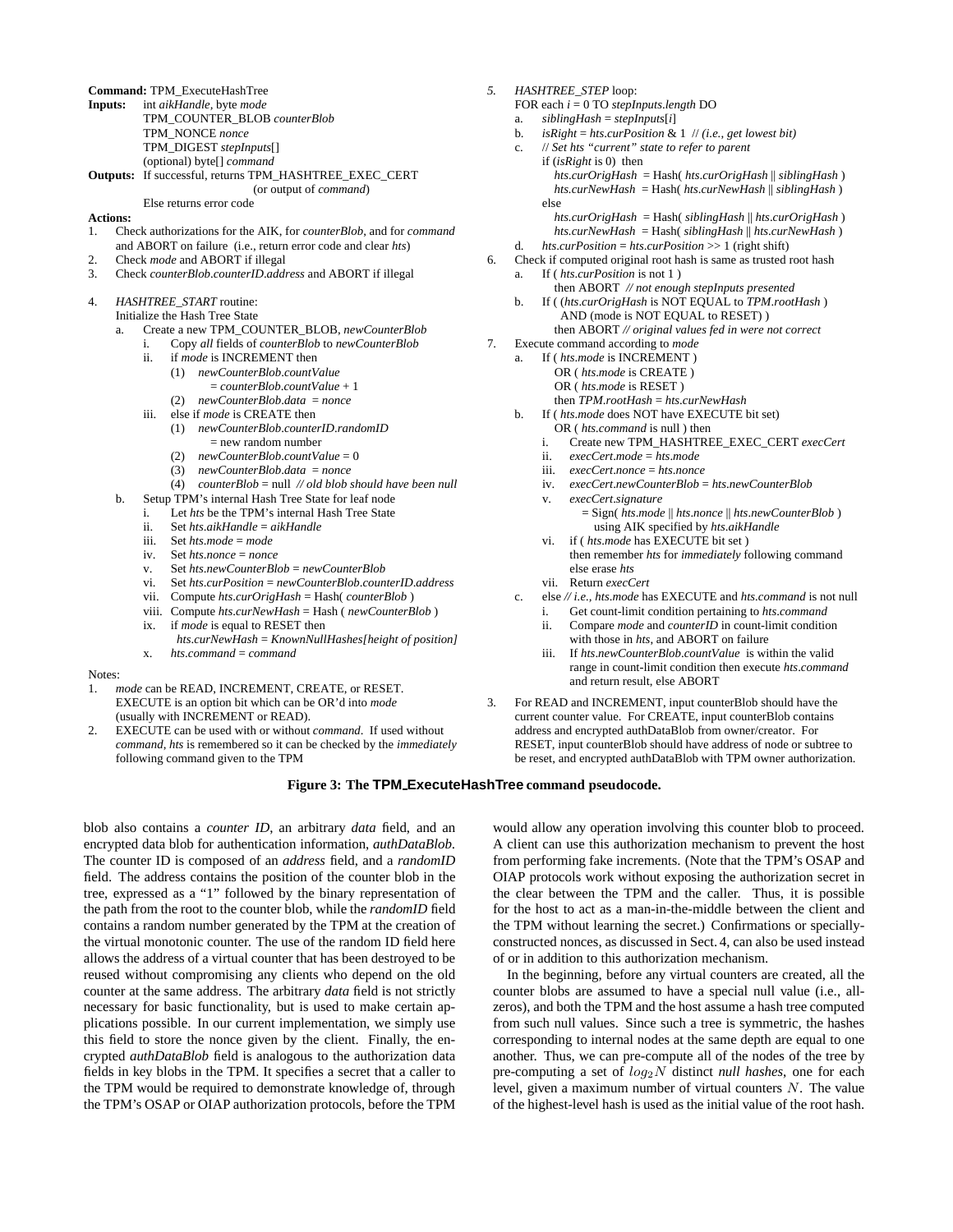**Command:** TPM_ExecuteHashTree
**Inputs:** int *aikHandle*, byte *mode*
TPM_COUNTER_BLOB *counterBlob*
TPM_NONCE *nonce*
TPM_DIGEST *stepInputs*[]
(optional) byte[] *command*
**Outputs:** If successful, returns TPM_HASHTREE_EXEC_CERT
(or output of *command*)
Else returns error code
**Actions:**

1. Check authorizations for the AIK, for *counterBlob*, and for *command* and ABORT on failure (i.e., return error code and clear *hts*)
2. Check *mode* and ABORT if illegal
3. Check *counterBlob.counterID.address* and ABORT if illegal

4. *HASHTREE_START* routine:
   Initialize the Hash Tree State
   a. Create a new TPM_COUNTER_BLOB, *newCounterBlob*
      i. Copy *all* fields of *counterBlob* to *newCounterBlob*
      ii. if *mode* is INCREMENT then
         (1) *newCounterBlob.countValue* = *counterBlob.countValue* + 1
         (2) *newCounterBlob.data* = *nonce*
      iii. else if *mode* is CREATE then
         (1) *newCounterBlob.counterID.randomID* = new random number
         (2) *newCounterBlob.countValue* = 0
         (3) *newCounterBlob.data* = *nonce*
         (4) *counterBlob* = null *// old blob should have been null*
   b. Setup TPM's internal Hash Tree State for leaf node
      i. Let *hts* be the TPM's internal Hash Tree State
      ii. Set *hts.aikHandle* = *aikHandle*
      iii. Set *hts.mode* = *mode*
      iv. Set *hts.nonce* = *nonce*
      v. Set *hts.newCounterBlob* = *newCounterBlob*
      vi. Set *hts.curPosition* = *newCounterBlob.counterID.address*
      vii. Compute *hts.curOrigHash* = Hash( *counterBlob* )
      viii. Compute *hts.curNewHash* = Hash ( *newCounterBlob* )
      ix. if *mode* is equal to RESET then
         *hts.curNewHash* = *KnownNullHashes[height of position]*
      x. *hts.command* = *command*

5. *HASHTREE_STEP* loop:
   FOR each *i* = 0 TO *stepInputs.length* DO
   a. *siblingHash* = *stepInputs*[*i*]
   b. *isRight* = *hts.curPosition* & 1 // *(i.e., get lowest bit)*
   c. // *Set hts "current" state to refer to parent*
      if (*isRight* is 0) then
         *hts.curOrigHash* = Hash( *hts.curOrigHash* || *siblingHash* )
         *hts.curNewHash* = Hash( *hts.curNewHash* || *siblingHash* )
      else
         *hts.curOrigHash* = Hash( *siblingHash* || *hts.curOrigHash* )
         *hts.curNewHash* = Hash( *siblingHash* || *hts.curNewHash* )
   d. *hts.curPosition* = *hts.curPosition* >> 1 (right shift)
6. Check if computed original root hash is same as trusted root hash
   a. If ( *hts.curPosition* is not 1 )
      then ABORT *// not enough stepInputs presented*
   b. If ( (*hts.curOrigHash* is NOT EQUAL to *TPM.rootHash* )
      AND (mode is NOT EQUAL to RESET) )
      then ABORT *// original values fed in were not correct*
7. Execute command according to *mode*
   a. If ( *hts.mode* is INCREMENT )
      OR ( *hts.mode* is CREATE )
      OR ( *hts.mode* is RESET )
      then *TPM.rootHash* = *hts.curNewHash*
   b. If ( *hts.mode* does NOT have EXECUTE bit set)
      OR ( *hts.command* is null ) then
      i. Create new TPM_HASHTREE_EXEC_CERT *execCert*
      ii. *execCert.mode* = *hts.mode*
      iii. *execCert.nonce* = *hts.nonce*
      iv. *execCert.newCounterBlob* = *hts.newCounterBlob*
      v. *execCert.signature* = Sign( *hts.mode* || *hts.nonce* || *hts.newCounterBlob* ) using AIK specified by *hts.aikHandle*
      vi. if ( *hts.mode* has EXECUTE bit set )
         then remember *hts* for *immediately* following command
         else erase *hts*
      vii. Return *execCert*
   c. else *// i.e., hts.mode has EXECUTE and hts.command is not null*
      i. Get count-limit condition pertaining to *hts.command*
      ii. Compare *mode* and *counterID* in count-limit condition with those in *hts*, and ABORT on failure
      iii. If *hts.newCounterBlob.countValue* is within the valid range in count-limit condition then execute *hts.command* and return result, else ABORT

Notes:

1. *mode* can be READ, INCREMENT, CREATE, or RESET. EXECUTE is an option bit which can be OR'd into *mode* (usually with INCREMENT or READ).
2. EXECUTE can be used with or without *command*. If used without *command*, *hts* is remembered so it can be checked by the *immediately* following command given to the TPM
3. For READ and INCREMENT, input counterBlob should have the current counter value. For CREATE, input counterBlob contains address and encrypted authDataBlob from owner/creator. For RESET, input counterBlob should have address of node or subtree to be reset, and encrypted authDataBlob with TPM owner authorization.

**Figure 3: The TPM_ExecuteHashTree command pseudocode.**

blob also contains a *counter ID*, an arbitrary *data* field, and an encrypted data blob for authentication information, *authDataBlob*. The counter ID is composed of an *address* field, and a *randomID* field. The address contains the position of the counter blob in the tree, expressed as a "1" followed by the binary representation of the path from the root to the counter blob, while the *randomID* field contains a random number generated by the TPM at the creation of the virtual monotonic counter. The use of the random ID field here allows the address of a virtual counter that has been destroyed to be reused without compromising any clients who depend on the old counter at the same address. The arbitrary *data* field is not strictly necessary for basic functionality, but is used to make certain applications possible. In our current implementation, we simply use this field to store the nonce given by the client. Finally, the encrypted *authDataBlob* field is analogous to the authorization data fields in key blobs in the TPM. It specifies a secret that a caller to the TPM would be required to demonstrate knowledge of, through the TPM's OSAP or OIAP authorization protocols, before the TPM would allow any operation involving this counter blob to proceed. A client can use this authorization mechanism to prevent the host from performing fake increments. (Note that the TPM's OSAP and OIAP protocols work without exposing the authorization secret in the clear between the TPM and the caller. Thus, it is possible for the host to act as a man-in-the-middle between the client and the TPM without learning the secret.) Confirmations or specially-constructed nonces, as discussed in Sect. 4, can also be used instead of or in addition to this authorization mechanism.

In the beginning, before any virtual counters are created, all the counter blobs are assumed to have a special null value (i.e., all-zeros), and both the TPM and the host assume a hash tree computed from such null values. Since such a tree is symmetric, the hashes corresponding to internal nodes at the same depth are equal to one another. Thus, we can pre-compute all of the nodes of the tree by pre-computing a set of $log_2 N$ distinct *null hashes*, one for each level, given a maximum number of virtual counters $N$. The value of the highest-level hash is used as the initial value of the root hash.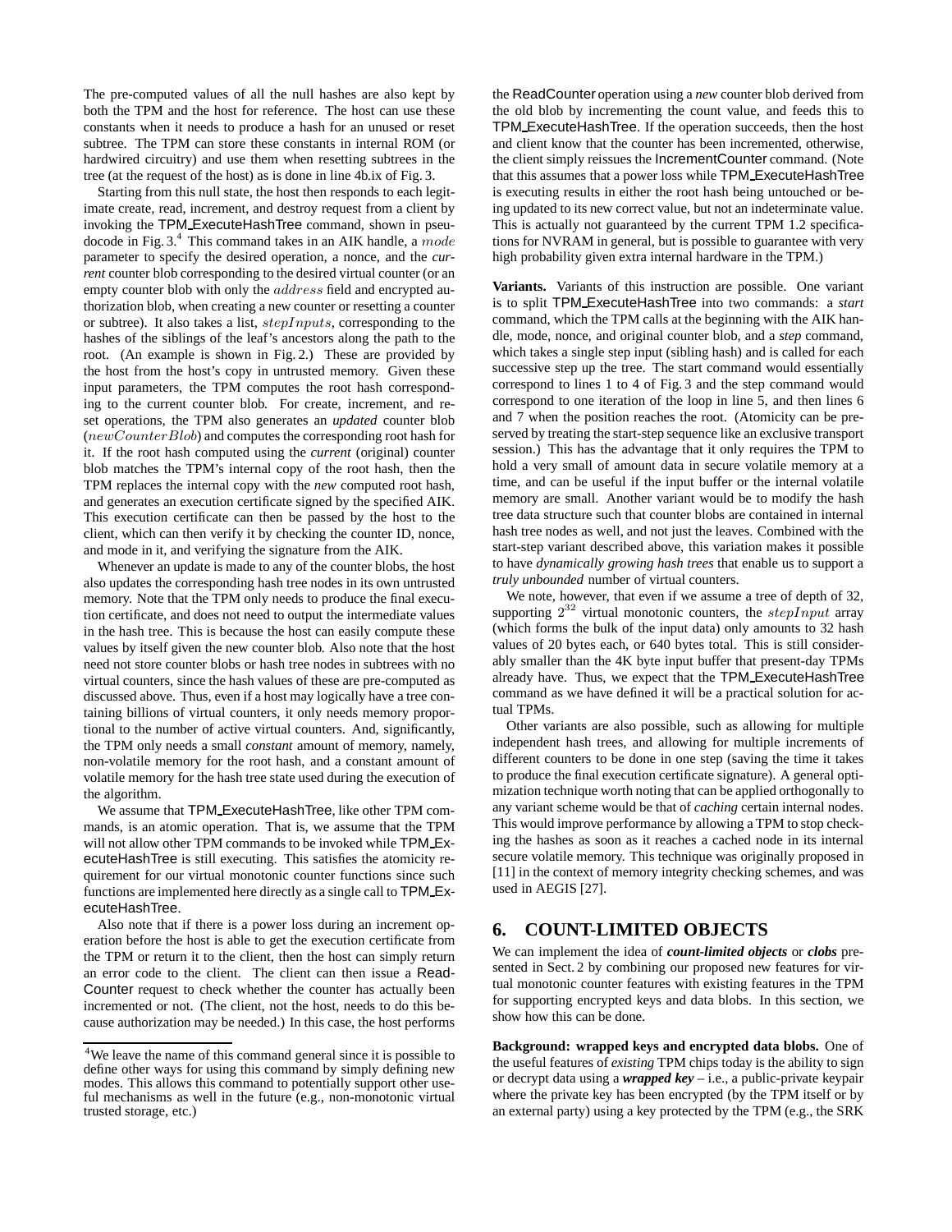The pre-computed values of all the null hashes are also kept by both the TPM and the host for reference. The host can use these constants when it needs to produce a hash for an unused or reset subtree. The TPM can store these constants in internal ROM (or hardwired circuitry) and use them when resetting subtrees in the tree (at the request of the host) as is done in line 4b.ix of Fig. 3.

Starting from this null state, the host then responds to each legitimate create, read, increment, and destroy request from a client by invoking the TPM_ExecuteHashTree command, shown in pseudocode in Fig. 3.[4] This command takes in an AIK handle, a $mode$ parameter to specify the desired operation, a nonce, and the *current* counter blob corresponding to the desired virtual counter (or an empty counter blob with only the $address$ field and encrypted authorization blob, when creating a new counter or resetting a counter or subtree). It also takes a list, $stepInputs$, corresponding to the hashes of the siblings of the leaf's ancestors along the path to the root. (An example is shown in Fig. 2.) These are provided by the host from the host's copy in untrusted memory. Given these input parameters, the TPM computes the root hash corresponding to the current counter blob. For create, increment, and reset operations, the TPM also generates an *updated* counter blob ($newCounterBlob$) and computes the corresponding root hash for it. If the root hash computed using the *current* (original) counter blob matches the TPM's internal copy of the root hash, then the TPM replaces the internal copy with the *new* computed root hash, and generates an execution certificate signed by the specified AIK. This execution certificate can then be passed by the host to the client, which can then verify it by checking the counter ID, nonce, and mode in it, and verifying the signature from the AIK.

Whenever an update is made to any of the counter blobs, the host also updates the corresponding hash tree nodes in its own untrusted memory. Note that the TPM only needs to produce the final execution certificate, and does not need to output the intermediate values in the hash tree. This is because the host can easily compute these values by itself given the new counter blob. Also note that the host need not store counter blobs or hash tree nodes in subtrees with no virtual counters, since the hash values of these are pre-computed as discussed above. Thus, even if a host may logically have a tree containing billions of virtual counters, it only needs memory proportional to the number of active virtual counters. And, significantly, the TPM only needs a small *constant* amount of memory, namely, non-volatile memory for the root hash, and a constant amount of volatile memory for the hash tree state used during the execution of the algorithm.

We assume that TPM_ExecuteHashTree, like other TPM commands, is an atomic operation. That is, we assume that the TPM will not allow other TPM commands to be invoked while TPM_ExecuteHashTree is still executing. This satisfies the atomicity requirement for our virtual monotonic counter functions since such functions are implemented here directly as a single call to TPM_ExecuteHashTree.

Also note that if there is a power loss during an increment operation before the host is able to get the execution certificate from the TPM or return it to the client, then the host can simply return an error code to the client. The client can then issue a ReadCounter request to check whether the counter has actually been incremented or not. (The client, not the host, needs to do this because authorization may be needed.) In this case, the host performs the ReadCounter operation using a *new* counter blob derived from the old blob by incrementing the count value, and feeds this to TPM_ExecuteHashTree. If the operation succeeds, then the host and client know that the counter has been incremented, otherwise, the client simply reissues the IncrementCounter command. (Note that this assumes that a power loss while TPM_ExecuteHashTree is executing results in either the root hash being untouched or being updated to its new correct value, but not an indeterminate value. This is actually not guaranteed by the current TPM 1.2 specifications for NVRAM in general, but is possible to guarantee with very high probability given extra internal hardware in the TPM.)

**Variants.** Variants of this instruction are possible. One variant is to split TPM_ExecuteHashTree into two commands: a *start* command, which the TPM calls at the beginning with the AIK handle, mode, nonce, and original counter blob, and a *step* command, which takes a single step input (sibling hash) and is called for each successive step up the tree. The start command would essentially correspond to lines 1 to 4 of Fig. 3 and the step command would correspond to one iteration of the loop in line 5, and then lines 6 and 7 when the position reaches the root. (Atomicity can be preserved by treating the start-step sequence like an exclusive transport session.) This has the advantage that it only requires the TPM to hold a very small of amount data in secure volatile memory at a time, and can be useful if the input buffer or the internal volatile memory are small. Another variant would be to modify the hash tree data structure such that counter blobs are contained in internal hash tree nodes as well, and not just the leaves. Combined with the start-step variant described above, this variation makes it possible to have *dynamically growing hash trees* that enable us to support a *truly unbounded* number of virtual counters.

We note, however, that even if we assume a tree of depth of 32, supporting $2^{32}$ virtual monotonic counters, the $stepInput$ array (which forms the bulk of the input data) only amounts to 32 hash values of 20 bytes each, or 640 bytes total. This is still considerably smaller than the 4K byte input buffer that present-day TPMs already have. Thus, we expect that the TPM_ExecuteHashTree command as we have defined it will be a practical solution for actual TPMs.

Other variants are also possible, such as allowing for multiple independent hash trees, and allowing for multiple increments of different counters to be done in one step (saving the time it takes to produce the final execution certificate signature). A general optimization technique worth noting that can be applied orthogonally to any variant scheme would be that of *caching* certain internal nodes. This would improve performance by allowing a TPM to stop checking the hashes as soon as it reaches a cached node in its internal secure volatile memory. This technique was originally proposed in [11] in the context of memory integrity checking schemes, and was used in AEGIS [27].

## 6. COUNT-LIMITED OBJECTS

We can implement the idea of ***count-limited objects*** or ***clobs*** presented in Sect. 2 by combining our proposed new features for virtual monotonic counter features with existing features in the TPM for supporting encrypted keys and data blobs. In this section, we show how this can be done.

**Background: wrapped keys and encrypted data blobs.** One of the useful features of *existing* TPM chips today is the ability to sign or decrypt data using a ***wrapped key*** – i.e., a public-private keypair where the private key has been encrypted (by the TPM itself or by an external party) using a key protected by the TPM (e.g., the SRK

[4] We leave the name of this command general since it is possible to define other ways for using this command by simply defining new modes. This allows this command to potentially support other useful mechanisms as well in the future (e.g., non-monotonic trusted storage, etc.)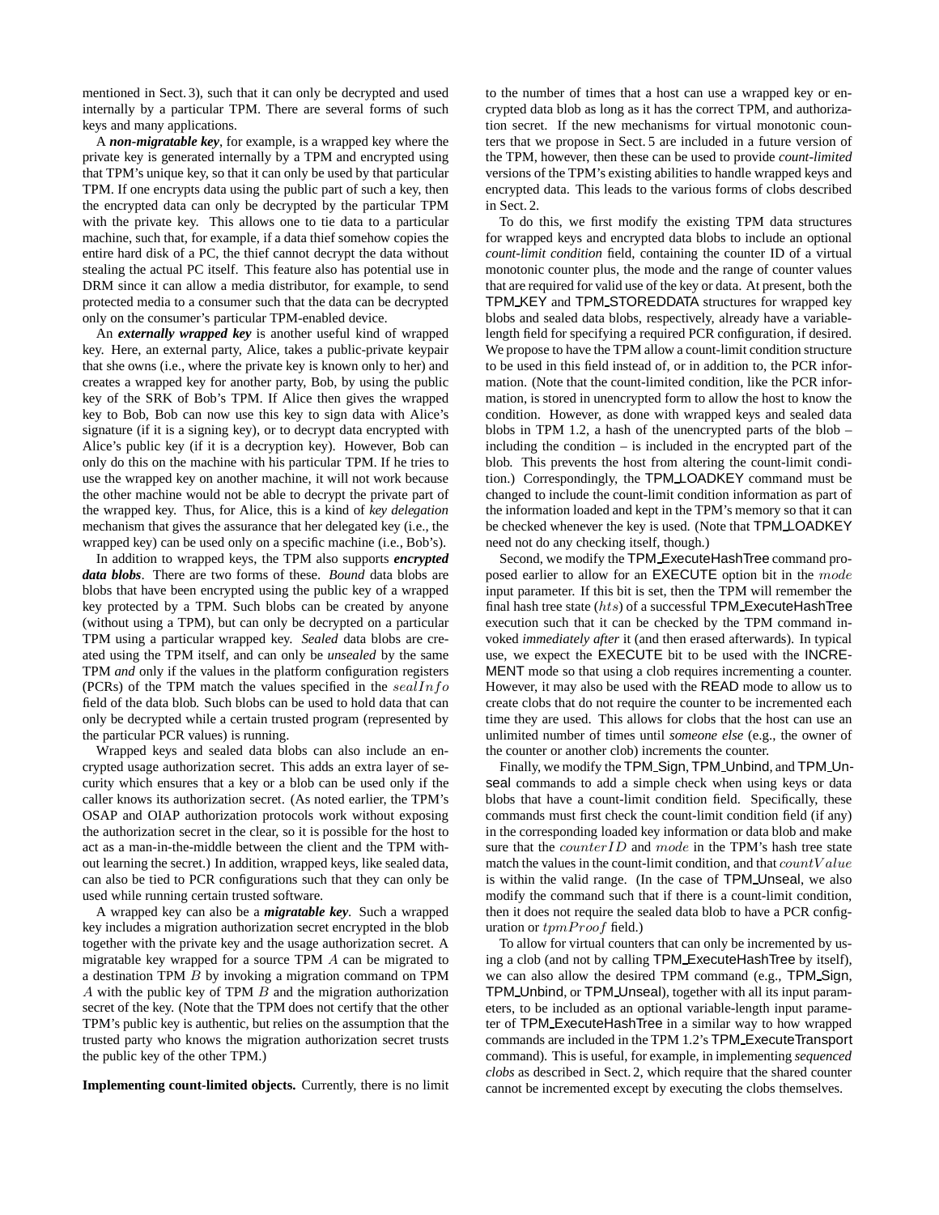mentioned in Sect. 3), such that it can only be decrypted and used internally by a particular TPM. There are several forms of such keys and many applications.

A ***non-migratable key***, for example, is a wrapped key where the private key is generated internally by a TPM and encrypted using that TPM's unique key, so that it can only be used by that particular TPM. If one encrypts data using the public part of such a key, then the encrypted data can only be decrypted by the particular TPM with the private key. This allows one to tie data to a particular machine, such that, for example, if a data thief somehow copies the entire hard disk of a PC, the thief cannot decrypt the data without stealing the actual PC itself. This feature also has potential use in DRM since it can allow a media distributor, for example, to send protected media to a consumer such that the data can be decrypted only on the consumer's particular TPM-enabled device.

An ***externally wrapped key*** is another useful kind of wrapped key. Here, an external party, Alice, takes a public-private keypair that she owns (i.e., where the private key is known only to her) and creates a wrapped key for another party, Bob, by using the public key of the SRK of Bob's TPM. If Alice then gives the wrapped key to Bob, Bob can now use this key to sign data with Alice's signature (if it is a signing key), or to decrypt data encrypted with Alice's public key (if it is a decryption key). However, Bob can only do this on the machine with his particular TPM. If he tries to use the wrapped key on another machine, it will not work because the other machine would not be able to decrypt the private part of the wrapped key. Thus, for Alice, this is a kind of *key delegation* mechanism that gives the assurance that her delegated key (i.e., the wrapped key) can be used only on a specific machine (i.e., Bob's).

In addition to wrapped keys, the TPM also supports ***encrypted data blobs***. There are two forms of these. *Bound* data blobs are blobs that have been encrypted using the public key of a wrapped key protected by a TPM. Such blobs can be created by anyone (without using a TPM), but can only be decrypted on a particular TPM using a particular wrapped key. *Sealed* data blobs are created using the TPM itself, and can only be *unsealed* by the same TPM *and* only if the values in the platform configuration registers (PCRs) of the TPM match the values specified in the $sealInfo$ field of the data blob. Such blobs can be used to hold data that can only be decrypted while a certain trusted program (represented by the particular PCR values) is running.

Wrapped keys and sealed data blobs can also include an encrypted usage authorization secret. This adds an extra layer of security which ensures that a key or a blob can be used only if the caller knows its authorization secret. (As noted earlier, the TPM's OSAP and OIAP authorization protocols work without exposing the authorization secret in the clear, so it is possible for the host to act as a man-in-the-middle between the client and the TPM without learning the secret.) In addition, wrapped keys, like sealed data, can also be tied to PCR configurations such that they can only be used while running certain trusted software.

A wrapped key can also be a ***migratable key***. Such a wrapped key includes a migration authorization secret encrypted in the blob together with the private key and the usage authorization secret. A migratable key wrapped for a source TPM $A$ can be migrated to a destination TPM $B$ by invoking a migration command on TPM $A$ with the public key of TPM $B$ and the migration authorization secret of the key. (Note that the TPM does not certify that the other TPM's public key is authentic, but relies on the assumption that the trusted party who knows the migration authorization secret trusts the public key of the other TPM.)

**Implementing count-limited objects.** Currently, there is no limit to the number of times that a host can use a wrapped key or encrypted data blob as long as it has the correct TPM, and authorization secret. If the new mechanisms for virtual monotonic counters that we propose in Sect. 5 are included in a future version of the TPM, however, then these can be used to provide *count-limited* versions of the TPM's existing abilities to handle wrapped keys and encrypted data. This leads to the various forms of clobs described in Sect. 2.

To do this, we first modify the existing TPM data structures for wrapped keys and encrypted data blobs to include an optional *count-limit condition* field, containing the counter ID of a virtual monotonic counter plus, the mode and the range of counter values that are required for valid use of the key or data. At present, both the TPM_KEY and TPM_STOREDDATA structures for wrapped key blobs and sealed data blobs, respectively, already have a variable-length field for specifying a required PCR configuration, if desired. We propose to have the TPM allow a count-limit condition structure to be used in this field instead of, or in addition to, the PCR information. (Note that the count-limited condition, like the PCR information, is stored in unencrypted form to allow the host to know the condition. However, as done with wrapped keys and sealed data blobs in TPM 1.2, a hash of the unencrypted parts of the blob – including the condition – is included in the encrypted part of the blob. This prevents the host from altering the count-limit condition.) Correspondingly, the TPM_LOADKEY command must be changed to include the count-limit condition information as part of the information loaded and kept in the TPM's memory so that it can be checked whenever the key is used. (Note that TPM_LOADKEY need not do any checking itself, though.)

Second, we modify the TPM_ExecuteHashTree command proposed earlier to allow for an EXECUTE option bit in the $mode$ input parameter. If this bit is set, then the TPM will remember the final hash tree state ($hts$) of a successful TPM_ExecuteHashTree execution such that it can be checked by the TPM command invoked *immediately after* it (and then erased afterwards). In typical use, we expect the EXECUTE bit to be used with the INCREMENT mode so that using a clob requires incrementing a counter. However, it may also be used with the READ mode to allow us to create clobs that do not require the counter to be incremented each time they are used. This allows for clobs that the host can use an unlimited number of times until *someone else* (e.g., the owner of the counter or another clob) increments the counter.

Finally, we modify the TPM_Sign, TPM_Unbind, and TPM_Unseal commands to add a simple check when using keys or data blobs that have a count-limit condition field. Specifically, these commands must first check the count-limit condition field (if any) in the corresponding loaded key information or data blob and make sure that the $counterID$ and $mode$ in the TPM's hash tree state match the values in the count-limit condition, and that $countValue$ is within the valid range. (In the case of TPM_Unseal, we also modify the command such that if there is a count-limit condition, then it does not require the sealed data blob to have a PCR configuration or $tpmProof$ field.)

To allow for virtual counters that can only be incremented by using a clob (and not by calling TPM_ExecuteHashTree by itself), we can also allow the desired TPM command (e.g., TPM_Sign, TPM_Unbind, or TPM_Unseal), together with all its input parameters, to be included as an optional variable-length input parameter of TPM_ExecuteHashTree in a similar way to how wrapped commands are included in the TPM 1.2's TPM_ExecuteTransport command). This is useful, for example, in implementing *sequenced clobs* as described in Sect. 2, which require that the shared counter cannot be incremented except by executing the clobs themselves.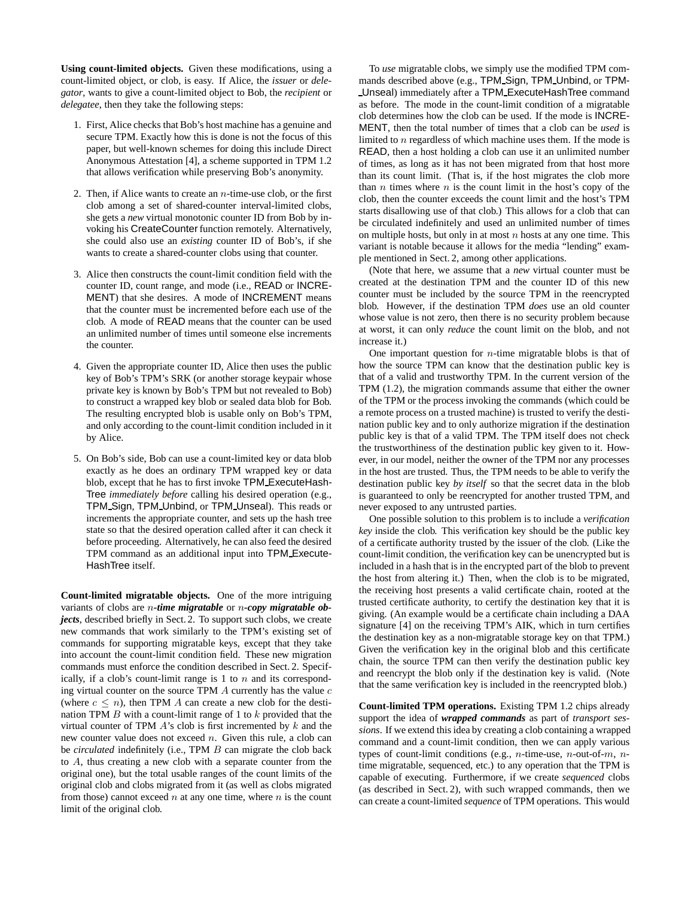**Using count-limited objects.** Given these modifications, using a count-limited object, or clob, is easy. If Alice, the *issuer* or *delegator*, wants to give a count-limited object to Bob, the *recipient* or *delegatee*, then they take the following steps:

1. First, Alice checks that Bob's host machine has a genuine and secure TPM. Exactly how this is done is not the focus of this paper, but well-known schemes for doing this include Direct Anonymous Attestation [4], a scheme supported in TPM 1.2 that allows verification while preserving Bob's anonymity.

2. Then, if Alice wants to create an $n$-time-use clob, or the first clob among a set of shared-counter interval-limited clobs, she gets a *new* virtual monotonic counter ID from Bob by invoking his CreateCounter function remotely. Alternatively, she could also use an *existing* counter ID of Bob's, if she wants to create a shared-counter clobs using that counter.

3. Alice then constructs the count-limit condition field with the counter ID, count range, and mode (i.e., READ or INCREMENT) that she desires. A mode of INCREMENT means that the counter must be incremented before each use of the clob. A mode of READ means that the counter can be used an unlimited number of times until someone else increments the counter.

4. Given the appropriate counter ID, Alice then uses the public key of Bob's TPM's SRK (or another storage keypair whose private key is known by Bob's TPM but not revealed to Bob) to construct a wrapped key blob or sealed data blob for Bob. The resulting encrypted blob is usable only on Bob's TPM, and only according to the count-limit condition included in it by Alice.

5. On Bob's side, Bob can use a count-limited key or data blob exactly as he does an ordinary TPM wrapped key or data blob, except that he has to first invoke TPM_ExecuteHashTree *immediately before* calling his desired operation (e.g., TPM_Sign, TPM_Unbind, or TPM_Unseal). This reads or increments the appropriate counter, and sets up the hash tree state so that the desired operation called after it can check it before proceeding. Alternatively, he can also feed the desired TPM command as an additional input into TPM_ExecuteHashTree itself.

**Count-limited migratable objects.** One of the more intriguing variants of clobs are $n$-***time migratable*** or $n$-***copy migratable objects***, described briefly in Sect. 2. To support such clobs, we create new commands that work similarly to the TPM's existing set of commands for supporting migratable keys, except that they take into account the count-limit condition field. These new migration commands must enforce the condition described in Sect. 2. Specifically, if a clob's count-limit range is 1 to $n$ and its corresponding virtual counter on the source TPM $A$ currently has the value $c$ (where $c \leq n$), then TPM $A$ can create a new clob for the destination TPM $B$ with a count-limit range of 1 to $k$ provided that the virtual counter of TPM $A$'s clob is first incremented by $k$ and the new counter value does not exceed $n$. Given this rule, a clob can be *circulated* indefinitely (i.e., TPM $B$ can migrate the clob back to $A$, thus creating a new clob with a separate counter from the original one), but the total usable ranges of the count limits of the original clob and clobs migrated from it (as well as clobs migrated from those) cannot exceed $n$ at any one time, where $n$ is the count limit of the original clob.

To *use* migratable clobs, we simply use the modified TPM commands described above (e.g., TPM_Sign, TPM_Unbind, or TPM_Unseal) immediately after a TPM_ExecuteHashTree command as before. The mode in the count-limit condition of a migratable clob determines how the clob can be used. If the mode is INCREMENT, then the total number of times that a clob can be *used* is limited to $n$ regardless of which machine uses them. If the mode is READ, then a host holding a clob can use it an unlimited number of times, as long as it has not been migrated from that host more than its count limit. (That is, if the host migrates the clob more than $n$ times where $n$ is the count limit in the host's copy of the clob, then the counter exceeds the count limit and the host's TPM starts disallowing use of that clob.) This allows for a clob that can be circulated indefinitely and used an unlimited number of times on multiple hosts, but only in at most $n$ hosts at any one time. This variant is notable because it allows for the media "lending" example mentioned in Sect. 2, among other applications.

(Note that here, we assume that a *new* virtual counter must be created at the destination TPM and the counter ID of this new counter must be included by the source TPM in the reencrypted blob. However, if the destination TPM *does* use an old counter whose value is not zero, then there is no security problem because at worst, it can only *reduce* the count limit on the blob, and not increase it.)

One important question for $n$-time migratable blobs is that of how the source TPM can know that the destination public key is that of a valid and trustworthy TPM. In the current version of the TPM (1.2), the migration commands assume that either the owner of the TPM or the process invoking the commands (which could be a remote process on a trusted machine) is trusted to verify the destination public key and to only authorize migration if the destination public key is that of a valid TPM. The TPM itself does not check the trustworthiness of the destination public key given to it. However, in our model, neither the owner of the TPM nor any processes in the host are trusted. Thus, the TPM needs to be able to verify the destination public key *by itself* so that the secret data in the blob is guaranteed to only be reencrypted for another trusted TPM, and never exposed to any untrusted parties.

One possible solution to this problem is to include a *verification key* inside the clob. This verification key should be the public key of a certificate authority trusted by the issuer of the clob. (Like the count-limit condition, the verification key can be unencrypted but is included in a hash that is in the encrypted part of the blob to prevent the host from altering it.) Then, when the clob is to be migrated, the receiving host presents a valid certificate chain, rooted at the trusted certificate authority, to certify the destination key that it is giving. (An example would be a certificate chain including a DAA signature [4] on the receiving TPM's AIK, which in turn certifies the destination key as a non-migratable storage key on that TPM.) Given the verification key in the original blob and this certificate chain, the source TPM can then verify the destination public key and reencrypt the blob only if the destination key is valid. (Note that the same verification key is included in the reencrypted blob.)

**Count-limited TPM operations.** Existing TPM 1.2 chips already support the idea of ***wrapped commands*** as part of *transport sessions*. If we extend this idea by creating a clob containing a wrapped command and a count-limit condition, then we can apply various types of count-limit conditions (e.g., $n$-time-use, $n$-out-of-$m$, $n$-time migratable, sequenced, etc.) to any operation that the TPM is capable of executing. Furthermore, if we create *sequenced* clobs (as described in Sect. 2), with such wrapped commands, then we can create a count-limited *sequence* of TPM operations. This would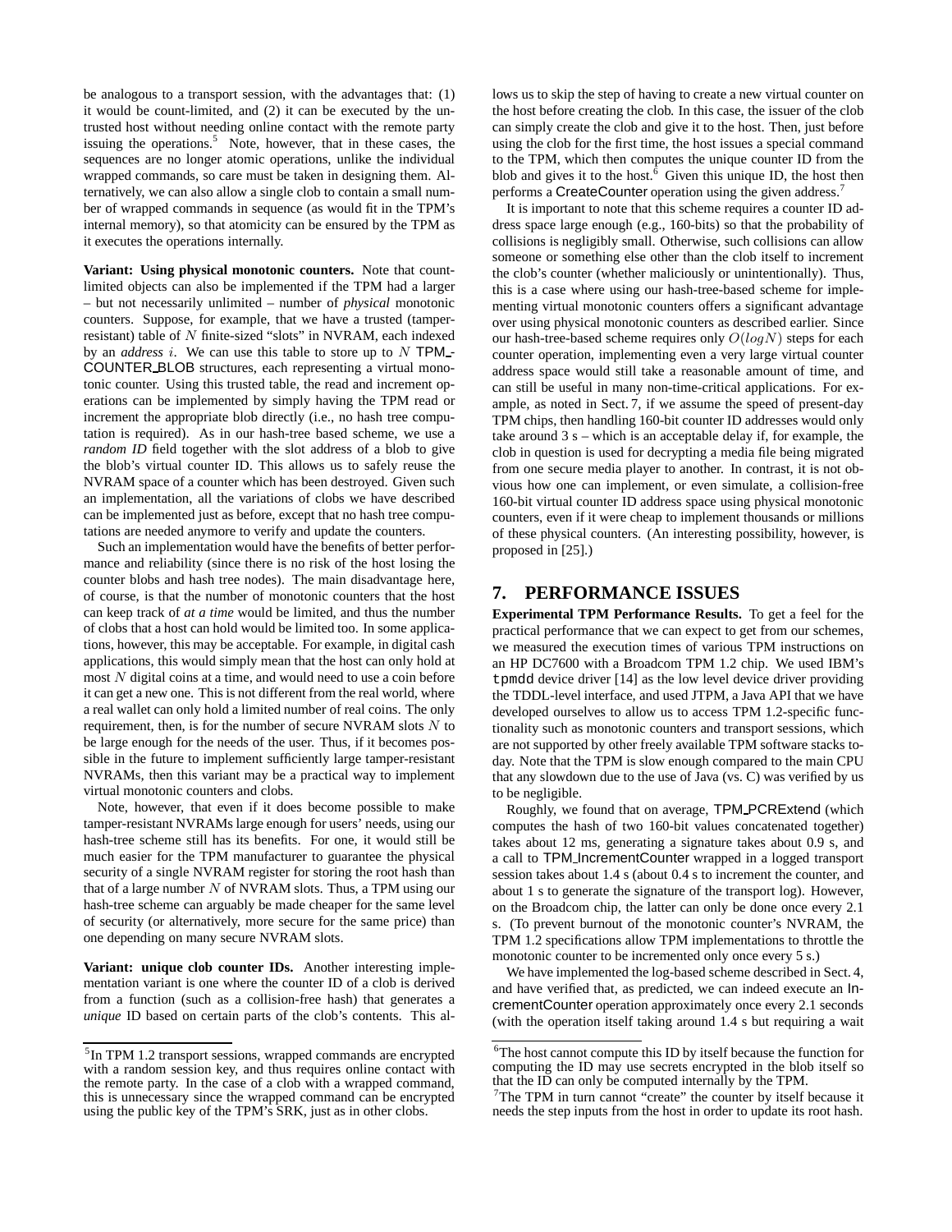be analogous to a transport session, with the advantages that: (1) it would be count-limited, and (2) it can be executed by the untrusted host without needing online contact with the remote party issuing the operations.[5] Note, however, that in these cases, the sequences are no longer atomic operations, unlike the individual wrapped commands, so care must be taken in designing them. Alternatively, we can also allow a single clob to contain a small number of wrapped commands in sequence (as would fit in the TPM's internal memory), so that atomicity can be ensured by the TPM as it executes the operations internally.

**Variant: Using physical monotonic counters.** Note that count-limited objects can also be implemented if the TPM had a larger – but not necessarily unlimited – number of *physical* monotonic counters. Suppose, for example, that we have a trusted (tamper-resistant) table of $N$ finite-sized "slots" in NVRAM, each indexed by an *address* $i$. We can use this table to store up to $N$ TPM_COUNTER_BLOB structures, each representing a virtual monotonic counter. Using this trusted table, the read and increment operations can be implemented by simply having the TPM read or increment the appropriate blob directly (i.e., no hash tree computation is required). As in our hash-tree based scheme, we use a *random ID* field together with the slot address of a blob to give the blob's virtual counter ID. This allows us to safely reuse the NVRAM space of a counter which has been destroyed. Given such an implementation, all the variations of clobs we have described can be implemented just as before, except that no hash tree computations are needed anymore to verify and update the counters.

Such an implementation would have the benefits of better performance and reliability (since there is no risk of the host losing the counter blobs and hash tree nodes). The main disadvantage here, of course, is that the number of monotonic counters that the host can keep track of *at a time* would be limited, and thus the number of clobs that a host can hold would be limited too. In some applications, however, this may be acceptable. For example, in digital cash applications, this would simply mean that the host can only hold at most $N$ digital coins at a time, and would need to use a coin before it can get a new one. This is not different from the real world, where a real wallet can only hold a limited number of real coins. The only requirement, then, is for the number of secure NVRAM slots $N$ to be large enough for the needs of the user. Thus, if it becomes possible in the future to implement sufficiently large tamper-resistant NVRAMs, then this variant may be a practical way to implement virtual monotonic counters and clobs.

Note, however, that even if it does become possible to make tamper-resistant NVRAMs large enough for users' needs, using our hash-tree scheme still has its benefits. For one, it would still be much easier for the TPM manufacturer to guarantee the physical security of a single NVRAM register for storing the root hash than that of a large number $N$ of NVRAM slots. Thus, a TPM using our hash-tree scheme can arguably be made cheaper for the same level of security (or alternatively, more secure for the same price) than one depending on many secure NVRAM slots.

**Variant: unique clob counter IDs.** Another interesting implementation variant is one where the counter ID of a clob is derived from a function (such as a collision-free hash) that generates a *unique* ID based on certain parts of the clob's contents. This allows us to skip the step of having to create a new virtual counter on the host before creating the clob. In this case, the issuer of the clob can simply create the clob and give it to the host. Then, just before using the clob for the first time, the host issues a special command to the TPM, which then computes the unique counter ID from the blob and gives it to the host.[6] Given this unique ID, the host then performs a CreateCounter operation using the given address.[7]

It is important to note that this scheme requires a counter ID address space large enough (e.g., 160-bits) so that the probability of collisions is negligibly small. Otherwise, such collisions can allow someone or something else other than the clob itself to increment the clob's counter (whether maliciously or unintentionally). Thus, this is a case where using our hash-tree-based scheme for implementing virtual monotonic counters offers a significant advantage over using physical monotonic counters as described earlier. Since our hash-tree-based scheme requires only $O(logN)$ steps for each counter operation, implementing even a very large virtual counter address space would still take a reasonable amount of time, and can still be useful in many non-time-critical applications. For example, as noted in Sect. 7, if we assume the speed of present-day TPM chips, then handling 160-bit counter ID addresses would only take around 3 s – which is an acceptable delay if, for example, the clob in question is used for decrypting a media file being migrated from one secure media player to another. In contrast, it is not obvious how one can implement, or even simulate, a collision-free 160-bit virtual counter ID address space using physical monotonic counters, even if it were cheap to implement thousands or millions of these physical counters. (An interesting possibility, however, is proposed in [25].)

## 7. PERFORMANCE ISSUES

**Experimental TPM Performance Results.** To get a feel for the practical performance that we can expect to get from our schemes, we measured the execution times of various TPM instructions on an HP DC7600 with a Broadcom TPM 1.2 chip. We used IBM's `tpmdd` device driver [14] as the low level device driver providing the TDDL-level interface, and used JTPM, a Java API that we have developed ourselves to allow us to access TPM 1.2-specific functionality such as monotonic counters and transport sessions, which are not supported by other freely available TPM software stacks today. Note that the TPM is slow enough compared to the main CPU that any slowdown due to the use of Java (vs. C) was verified by us to be negligible.

Roughly, we found that on average, TPM_PCRExtend (which computes the hash of two 160-bit values concatenated together) takes about 12 ms, generating a signature takes about 0.9 s, and a call to TPM_IncrementCounter wrapped in a logged transport session takes about 1.4 s (about 0.4 s to increment the counter, and about 1 s to generate the signature of the transport log). However, on the Broadcom chip, the latter can only be done once every 2.1 s. (To prevent burnout of the monotonic counter's NVRAM, the TPM 1.2 specifications allow TPM implementations to throttle the monotonic counter to be incremented only once every 5 s.)

We have implemented the log-based scheme described in Sect. 4, and have verified that, as predicted, we can indeed execute an IncrementCounter operation approximately once every 2.1 seconds (with the operation itself taking around 1.4 s but requiring a wait

[5] In TPM 1.2 transport sessions, wrapped commands are encrypted with a random session key, and thus requires online contact with the remote party. In the case of a clob with a wrapped command, this is unnecessary since the wrapped command can be encrypted using the public key of the TPM's SRK, just as in other clobs.

[6] The host cannot compute this ID by itself because the function for computing the ID may use secrets encrypted in the blob itself so that the ID can only be computed internally by the TPM.

[7] The TPM in turn cannot "create" the counter by itself because it needs the step inputs from the host in order to update its root hash.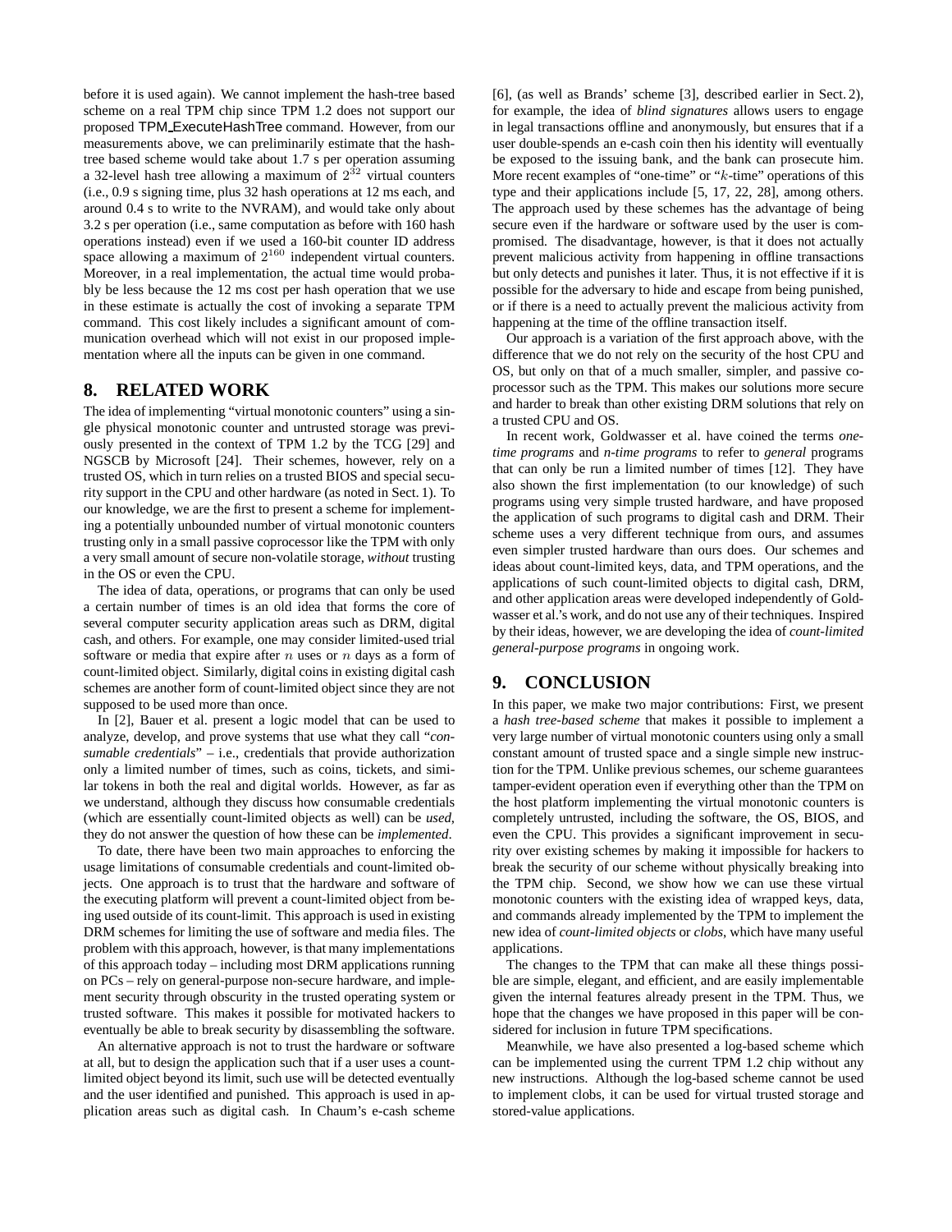before it is used again). We cannot implement the hash-tree based scheme on a real TPM chip since TPM 1.2 does not support our proposed TPM_ExecuteHashTree command. However, from our measurements above, we can preliminarily estimate that the hash-tree based scheme would take about 1.7 s per operation assuming a 32-level hash tree allowing a maximum of $2^{32}$ virtual counters (i.e., 0.9 s signing time, plus 32 hash operations at 12 ms each, and around 0.4 s to write to the NVRAM), and would take only about 3.2 s per operation (i.e., same computation as before with 160 hash operations instead) even if we used a 160-bit counter ID address space allowing a maximum of $2^{160}$ independent virtual counters. Moreover, in a real implementation, the actual time would probably be less because the 12 ms cost per hash operation that we use in these estimate is actually the cost of invoking a separate TPM command. This cost likely includes a significant amount of communication overhead which will not exist in our proposed implementation where all the inputs can be given in one command.

## 8. RELATED WORK

The idea of implementing "virtual monotonic counters" using a single physical monotonic counter and untrusted storage was previously presented in the context of TPM 1.2 by the TCG [29] and NGSCB by Microsoft [24]. Their schemes, however, rely on a trusted OS, which in turn relies on a trusted BIOS and special security support in the CPU and other hardware (as noted in Sect. 1). To our knowledge, we are the first to present a scheme for implementing a potentially unbounded number of virtual monotonic counters trusting only in a small passive coprocessor like the TPM with only a very small amount of secure non-volatile storage, *without* trusting in the OS or even the CPU.

The idea of data, operations, or programs that can only be used a certain number of times is an old idea that forms the core of several computer security application areas such as DRM, digital cash, and others. For example, one may consider limited-used trial software or media that expire after $n$ uses or $n$ days as a form of count-limited object. Similarly, digital coins in existing digital cash schemes are another form of count-limited object since they are not supposed to be used more than once.

In [2], Bauer et al. present a logic model that can be used to analyze, develop, and prove systems that use what they call "*consumable credentials*" – i.e., credentials that provide authorization only a limited number of times, such as coins, tickets, and similar tokens in both the real and digital worlds. However, as far as we understand, although they discuss how consumable credentials (which are essentially count-limited objects as well) can be *used*, they do not answer the question of how these can be *implemented*.

To date, there have been two main approaches to enforcing the usage limitations of consumable credentials and count-limited objects. One approach is to trust that the hardware and software of the executing platform will prevent a count-limited object from being used outside of its count-limit. This approach is used in existing DRM schemes for limiting the use of software and media files. The problem with this approach, however, is that many implementations of this approach today – including most DRM applications running on PCs – rely on general-purpose non-secure hardware, and implement security through obscurity in the trusted operating system or trusted software. This makes it possible for motivated hackers to eventually be able to break security by disassembling the software.

An alternative approach is not to trust the hardware or software at all, but to design the application such that if a user uses a count-limited object beyond its limit, such use will be detected eventually and the user identified and punished. This approach is used in application areas such as digital cash. In Chaum's e-cash scheme [6], (as well as Brands' scheme [3], described earlier in Sect. 2), for example, the idea of *blind signatures* allows users to engage in legal transactions offline and anonymously, but ensures that if a user double-spends an e-cash coin then his identity will eventually be exposed to the issuing bank, and the bank can prosecute him. More recent examples of "one-time" or "$k$-time" operations of this type and their applications include [5, 17, 22, 28], among others. The approach used by these schemes has the advantage of being secure even if the hardware or software used by the user is compromised. The disadvantage, however, is that it does not actually prevent malicious activity from happening in offline transactions but only detects and punishes it later. Thus, it is not effective if it is possible for the adversary to hide and escape from being punished, or if there is a need to actually prevent the malicious activity from happening at the time of the offline transaction itself.

Our approach is a variation of the first approach above, with the difference that we do not rely on the security of the host CPU and OS, but only on that of a much smaller, simpler, and passive co-processor such as the TPM. This makes our solutions more secure and harder to break than other existing DRM solutions that rely on a trusted CPU and OS.

In recent work, Goldwasser et al. have coined the terms *one-time programs* and *n-time programs* to refer to *general* programs that can only be run a limited number of times [12]. They have also shown the first implementation (to our knowledge) of such programs using very simple trusted hardware, and have proposed the application of such programs to digital cash and DRM. Their scheme uses a very different technique from ours, and assumes even simpler trusted hardware than ours does. Our schemes and ideas about count-limited keys, data, and TPM operations, and the applications of such count-limited objects to digital cash, DRM, and other application areas were developed independently of Goldwasser et al.'s work, and do not use any of their techniques. Inspired by their ideas, however, we are developing the idea of *count-limited general-purpose programs* in ongoing work.

## 9. CONCLUSION

In this paper, we make two major contributions: First, we present a *hash tree-based scheme* that makes it possible to implement a very large number of virtual monotonic counters using only a small constant amount of trusted space and a single simple new instruction for the TPM. Unlike previous schemes, our scheme guarantees tamper-evident operation even if everything other than the TPM on the host platform implementing the virtual monotonic counters is completely untrusted, including the software, the OS, BIOS, and even the CPU. This provides a significant improvement in security over existing schemes by making it impossible for hackers to break the security of our scheme without physically breaking into the TPM chip. Second, we show how we can use these virtual monotonic counters with the existing idea of wrapped keys, data, and commands already implemented by the TPM to implement the new idea of *count-limited objects* or *clobs*, which have many useful applications.

The changes to the TPM that can make all these things possible are simple, elegant, and efficient, and are easily implementable given the internal features already present in the TPM. Thus, we hope that the changes we have proposed in this paper will be considered for inclusion in future TPM specifications.

Meanwhile, we have also presented a log-based scheme which can be implemented using the current TPM 1.2 chip without any new instructions. Although the log-based scheme cannot be used to implement clobs, it can be used for virtual trusted storage and stored-value applications.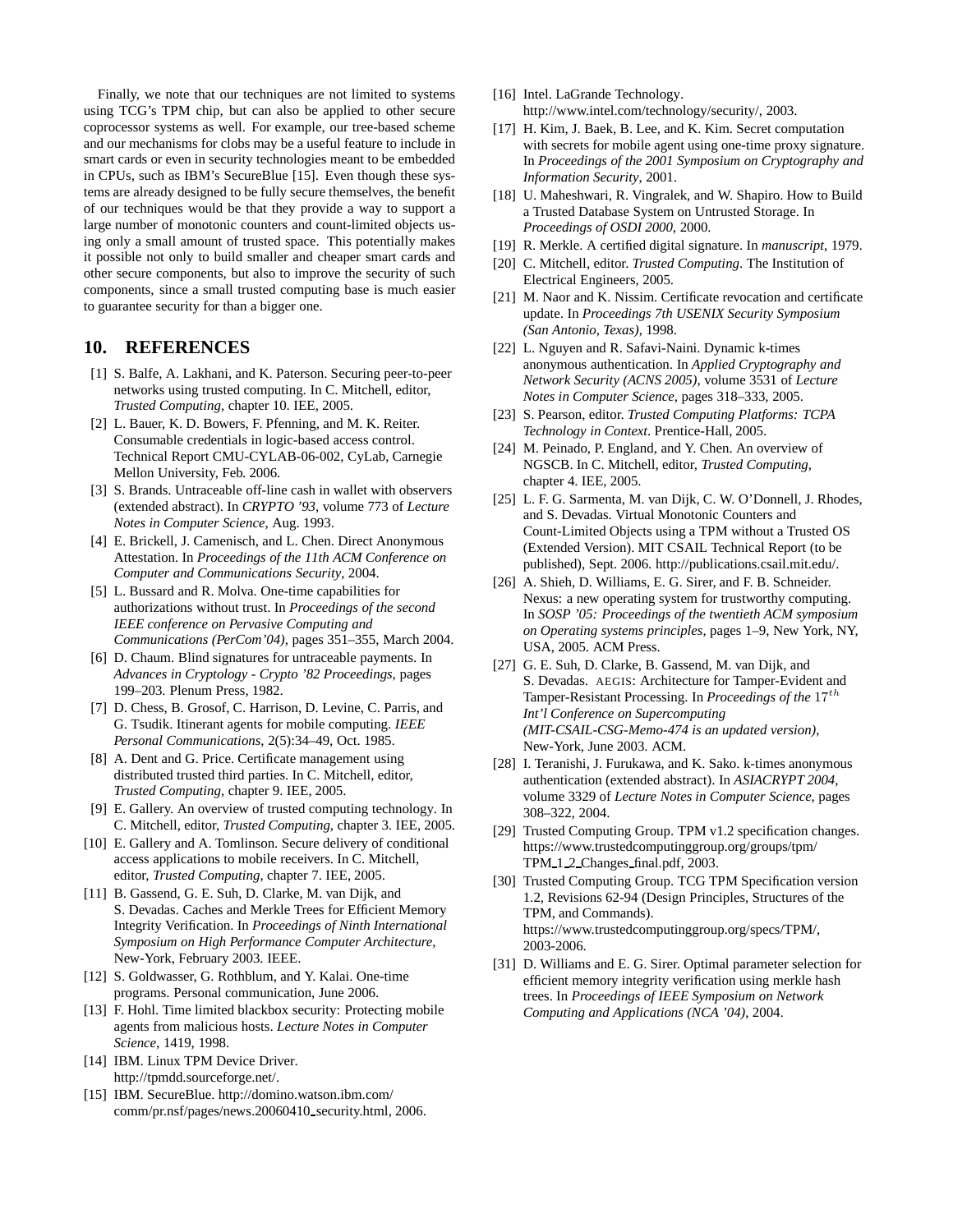Finally, we note that our techniques are not limited to systems using TCG's TPM chip, but can also be applied to other secure coprocessor systems as well. For example, our tree-based scheme and our mechanisms for clobs may be a useful feature to include in smart cards or even in security technologies meant to be embedded in CPUs, such as IBM's SecureBlue [15]. Even though these systems are already designed to be fully secure themselves, the benefit of our techniques would be that they provide a way to support a large number of monotonic counters and count-limited objects using only a small amount of trusted space. This potentially makes it possible not only to build smaller and cheaper smart cards and other secure components, but also to improve the security of such components, since a small trusted computing base is much easier to guarantee security for than a bigger one.

## 10. REFERENCES

[1] S. Balfe, A. Lakhani, and K. Paterson. Securing peer-to-peer networks using trusted computing. In C. Mitchell, editor, *Trusted Computing*, chapter 10. IEE, 2005.

[2] L. Bauer, K. D. Bowers, F. Pfenning, and M. K. Reiter. Consumable credentials in logic-based access control. Technical Report CMU-CYLAB-06-002, CyLab, Carnegie Mellon University, Feb. 2006.

[3] S. Brands. Untraceable off-line cash in wallet with observers (extended abstract). In *CRYPTO '93*, volume 773 of *Lecture Notes in Computer Science*, Aug. 1993.

[4] E. Brickell, J. Camenisch, and L. Chen. Direct Anonymous Attestation. In *Proceedings of the 11th ACM Conference on Computer and Communications Security*, 2004.

[5] L. Bussard and R. Molva. One-time capabilities for authorizations without trust. In *Proceedings of the second IEEE conference on Pervasive Computing and Communications (PerCom'04)*, pages 351–355, March 2004.

[6] D. Chaum. Blind signatures for untraceable payments. In *Advances in Cryptology - Crypto '82 Proceedings*, pages 199–203. Plenum Press, 1982.

[7] D. Chess, B. Grosof, C. Harrison, D. Levine, C. Parris, and G. Tsudik. Itinerant agents for mobile computing. *IEEE Personal Communications*, 2(5):34–49, Oct. 1985.

[8] A. Dent and G. Price. Certificate management using distributed trusted third parties. In C. Mitchell, editor, *Trusted Computing*, chapter 9. IEE, 2005.

[9] E. Gallery. An overview of trusted computing technology. In C. Mitchell, editor, *Trusted Computing*, chapter 3. IEE, 2005.

[10] E. Gallery and A. Tomlinson. Secure delivery of conditional access applications to mobile receivers. In C. Mitchell, editor, *Trusted Computing*, chapter 7. IEE, 2005.

[11] B. Gassend, G. E. Suh, D. Clarke, M. van Dijk, and S. Devadas. Caches and Merkle Trees for Efficient Memory Integrity Verification. In *Proceedings of Ninth International Symposium on High Performance Computer Architecture*, New-York, February 2003. IEEE.

[12] S. Goldwasser, G. Rothblum, and Y. Kalai. One-time programs. Personal communication, June 2006.

[13] F. Hohl. Time limited blackbox security: Protecting mobile agents from malicious hosts. *Lecture Notes in Computer Science*, 1419, 1998.

[14] IBM. Linux TPM Device Driver. http://tpmdd.sourceforge.net/.

[15] IBM. SecureBlue. http://domino.watson.ibm.com/comm/pr.nsf/pages/news.20060410_security.html, 2006.

[16] Intel. LaGrande Technology. http://www.intel.com/technology/security/, 2003.

[17] H. Kim, J. Baek, B. Lee, and K. Kim. Secret computation with secrets for mobile agent using one-time proxy signature. In *Proceedings of the 2001 Symposium on Cryptography and Information Security*, 2001.

[18] U. Maheshwari, R. Vingralek, and W. Shapiro. How to Build a Trusted Database System on Untrusted Storage. In *Proceedings of OSDI 2000*, 2000.

[19] R. Merkle. A certified digital signature. In *manuscript*, 1979.

[20] C. Mitchell, editor. *Trusted Computing*. The Institution of Electrical Engineers, 2005.

[21] M. Naor and K. Nissim. Certificate revocation and certificate update. In *Proceedings 7th USENIX Security Symposium (San Antonio, Texas)*, 1998.

[22] L. Nguyen and R. Safavi-Naini. Dynamic k-times anonymous authentication. In *Applied Cryptography and Network Security (ACNS 2005)*, volume 3531 of *Lecture Notes in Computer Science*, pages 318–333, 2005.

[23] S. Pearson, editor. *Trusted Computing Platforms: TCPA Technology in Context*. Prentice-Hall, 2005.

[24] M. Peinado, P. England, and Y. Chen. An overview of NGSCB. In C. Mitchell, editor, *Trusted Computing*, chapter 4. IEE, 2005.

[25] L. F. G. Sarmenta, M. van Dijk, C. W. O'Donnell, J. Rhodes, and S. Devadas. Virtual Monotonic Counters and Count-Limited Objects using a TPM without a Trusted OS (Extended Version). MIT CSAIL Technical Report (to be published), Sept. 2006. http://publications.csail.mit.edu/.

[26] A. Shieh, D. Williams, E. G. Sirer, and F. B. Schneider. Nexus: a new operating system for trustworthy computing. In *SOSP '05: Proceedings of the twentieth ACM symposium on Operating systems principles*, pages 1–9, New York, NY, USA, 2005. ACM Press.

[27] G. E. Suh, D. Clarke, B. Gassend, M. van Dijk, and S. Devadas. AEGIS: Architecture for Tamper-Evident and Tamper-Resistant Processing. In *Proceedings of the* $17^{th}$ *Int'l Conference on Supercomputing (MIT-CSAIL-CSG-Memo-474 is an updated version)*, New-York, June 2003. ACM.

[28] I. Teranishi, J. Furukawa, and K. Sako. k-times anonymous authentication (extended abstract). In *ASIACRYPT 2004*, volume 3329 of *Lecture Notes in Computer Science*, pages 308–322, 2004.

[29] Trusted Computing Group. TPM v1.2 specification changes. https://www.trustedcomputinggroup.org/groups/tpm/TPM_1_2_Changes_final.pdf, 2003.

[30] Trusted Computing Group. TCG TPM Specification version 1.2, Revisions 62-94 (Design Principles, Structures of the TPM, and Commands). https://www.trustedcomputinggroup.org/specs/TPM/, 2003-2006.

[31] D. Williams and E. G. Sirer. Optimal parameter selection for efficient memory integrity verification using merkle hash trees. In *Proceedings of IEEE Symposium on Network Computing and Applications (NCA '04)*, 2004.